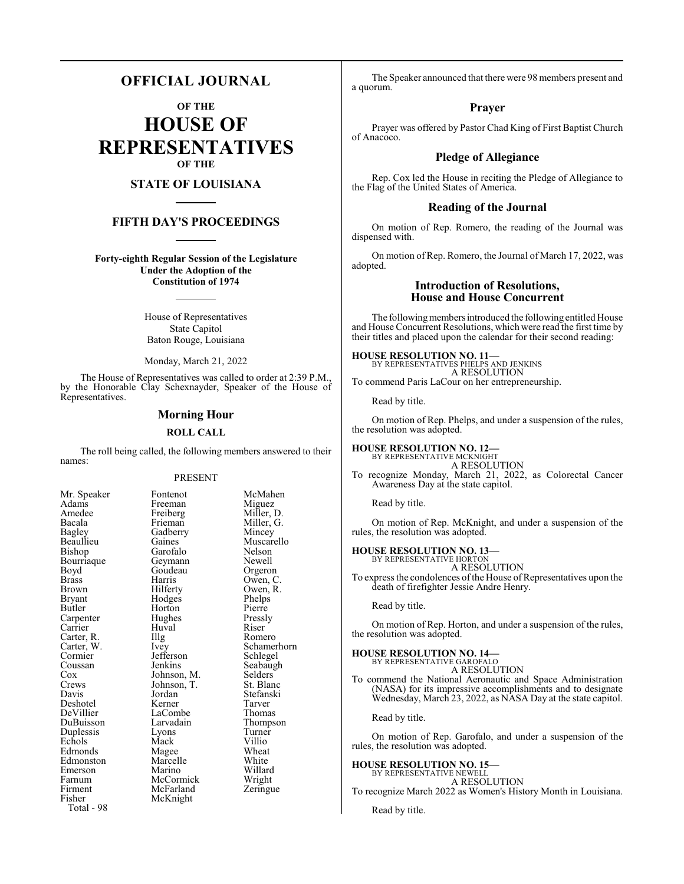# OFFICIAL JOURNAL

## OF THE

# HOUSE OF REPRESENTATIVES

## OF THE

## STATE OF LOUISIANA

## FIFTH DAY'S PROCEEDINGS

**Forty-eighth Regular Session of the Legislature Under the Adoption of the Constitution of 1974**

House of Representatives
State Capitol
Baton Rouge, Louisiana

Monday, March 21, 2022

The House of Representatives was called to order at 2:39 P.M., by the Honorable Clay Schexnayder, Speaker of the House of Representatives.

## Morning Hour

### ROLL CALL

The roll being called, the following members answered to their names:

PRESENT

| | | |
|---|---|---|
| Mr. Speaker | Fontenot | McMahen |
| Adams | Freeman | Miguez |
| Amedee | Freiberg | Miller, D. |
| Bacala | Frieman | Miller, G. |
| Bagley | Gadberry | Mincey |
| Beaullieu | Gaines | Muscarello |
| Bishop | Garofalo | Nelson |
| Bourriaque | Geymann | Newell |
| Boyd | Goudeau | Orgeron |
| Brass | Harris | Owen, C. |
| Brown | Hilferty | Owen, R. |
| Bryant | Hodges | Phelps |
| Butler | Horton | Pierre |
| Carpenter | Hughes | Pressly |
| Carrier | Huval | Riser |
| Carter, R. | Illg | Romero |
| Carter, W. | Ivey | Schamerhorn |
| Cormier | Jefferson | Schlegel |
| Coussan | Jenkins | Seabaugh |
| Cox | Johnson, M. | Selders |
| Crews | Johnson, T. | St. Blanc |
| Davis | Jordan | Stefanski |
| Deshotel | Kerner | Tarver |
| DeVillier | LaCombe | Thomas |
| DuBuisson | Larvadain | Thompson |
| Duplessis | Lyons | Turner |
| Echols | Mack | Villio |
| Edmonds | Magee | Wheat |
| Edmonston | Marcelle | White |
| Emerson | Marino | Willard |
| Farnum | McCormick | Wright |
| Firment | McFarland | Zeringue |
| Fisher | McKnight | |

Total - 98

The Speaker announced that there were 98 members present and a quorum.

## Prayer

Prayer was offered by Pastor Chad King of First Baptist Church of Anacoco.

## Pledge of Allegiance

Rep. Cox led the House in reciting the Pledge of Allegiance to the Flag of the United States of America.

## Reading of the Journal

On motion of Rep. Romero, the reading of the Journal was dispensed with.

On motion of Rep. Romero, the Journal of March 17, 2022, was adopted.

## Introduction of Resolutions, House and House Concurrent

The following members introduced the following entitled House and House Concurrent Resolutions, which were read the first time by their titles and placed upon the calendar for their second reading:

**HOUSE RESOLUTION NO. 11—**
BY REPRESENTATIVES PHELPS AND JENKINS
A RESOLUTION
To commend Paris LaCour on her entrepreneurship.

Read by title.

On motion of Rep. Phelps, and under a suspension of the rules, the resolution was adopted.

**HOUSE RESOLUTION NO. 12—**
BY REPRESENTATIVE MCKNIGHT
A RESOLUTION
To recognize Monday, March 21, 2022, as Colorectal Cancer Awareness Day at the state capitol.

Read by title.

On motion of Rep. McKnight, and under a suspension of the rules, the resolution was adopted.

**HOUSE RESOLUTION NO. 13—**
BY REPRESENTATIVE HORTON
A RESOLUTION
To express the condolences of the House of Representatives upon the death of firefighter Jessie Andre Henry.

Read by title.

On motion of Rep. Horton, and under a suspension of the rules, the resolution was adopted.

**HOUSE RESOLUTION NO. 14—**
BY REPRESENTATIVE GAROFALO
A RESOLUTION
To commend the National Aeronautic and Space Administration (NASA) for its impressive accomplishments and to designate Wednesday, March 23, 2022, as NASA Day at the state capitol.

Read by title.

On motion of Rep. Garofalo, and under a suspension of the rules, the resolution was adopted.

**HOUSE RESOLUTION NO. 15—**
BY REPRESENTATIVE NEWELL
A RESOLUTION
To recognize March 2022 as Women's History Month in Louisiana.

Read by title.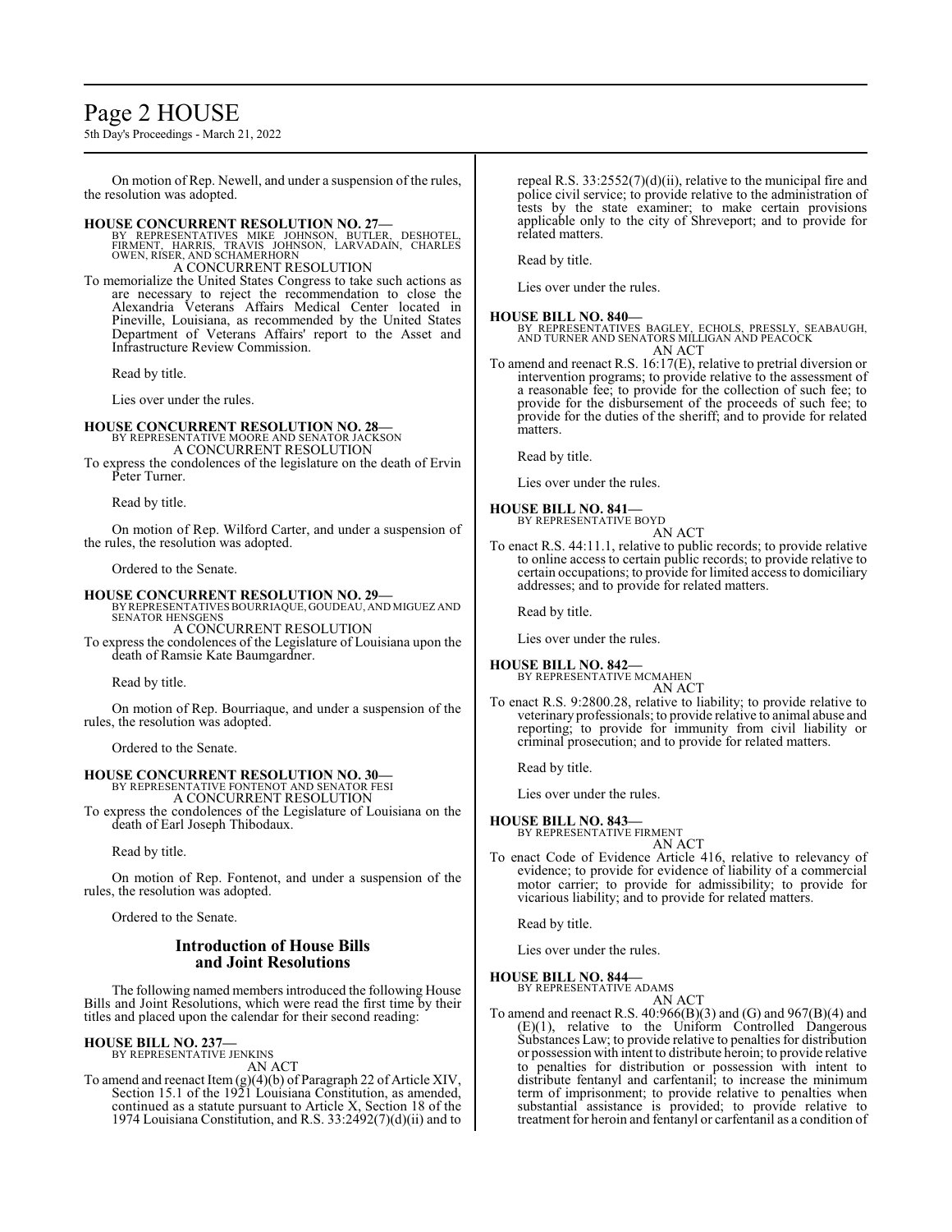On motion of Rep. Newell, and under a suspension of the rules, the resolution was adopted.

**HOUSE CONCURRENT RESOLUTION NO. 27—**
BY REPRESENTATIVES MIKE JOHNSON, BUTLER, DESHOTEL, FIRMENT, HARRIS, TRAVIS JOHNSON, LARVADAIN, CHARLES OWEN, RISER, AND SCHAMERHORN
A CONCURRENT RESOLUTION

To memorialize the United States Congress to take such actions as are necessary to reject the recommendation to close the Alexandria Veterans Affairs Medical Center located in Pineville, Louisiana, as recommended by the United States Department of Veterans Affairs' report to the Asset and Infrastructure Review Commission.

Read by title.

Lies over under the rules.

**HOUSE CONCURRENT RESOLUTION NO. 28—**
BY REPRESENTATIVE MOORE AND SENATOR JACKSON
A CONCURRENT RESOLUTION

To express the condolences of the legislature on the death of Ervin Peter Turner.

Read by title.

On motion of Rep. Wilford Carter, and under a suspension of the rules, the resolution was adopted.

Ordered to the Senate.

**HOUSE CONCURRENT RESOLUTION NO. 29—**
BY REPRESENTATIVES BOURRIAQUE, GOUDEAU, AND MIGUEZ AND SENATOR HENSGENS
A CONCURRENT RESOLUTION

To express the condolences of the Legislature of Louisiana upon the death of Ramsie Kate Baumgardner.

Read by title.

On motion of Rep. Bourriaque, and under a suspension of the rules, the resolution was adopted.

Ordered to the Senate.

**HOUSE CONCURRENT RESOLUTION NO. 30—**
BY REPRESENTATIVE FONTENOT AND SENATOR FESI
A CONCURRENT RESOLUTION

To express the condolences of the Legislature of Louisiana on the death of Earl Joseph Thibodaux.

Read by title.

On motion of Rep. Fontenot, and under a suspension of the rules, the resolution was adopted.

Ordered to the Senate.

## Introduction of House Bills and Joint Resolutions

The following named members introduced the following House Bills and Joint Resolutions, which were read the first time by their titles and placed upon the calendar for their second reading:

**HOUSE BILL NO. 237—**
BY REPRESENTATIVE JENKINS
AN ACT

To amend and reenact Item (g)(4)(b) of Paragraph 22 of Article XIV, Section 15.1 of the 1921 Louisiana Constitution, as amended, continued as a statute pursuant to Article X, Section 18 of the 1974 Louisiana Constitution, and R.S. 33:2492(7)(d)(ii) and to repeal R.S. 33:2552(7)(d)(ii), relative to the municipal fire and police civil service; to provide relative to the administration of tests by the state examiner; to make certain provisions applicable only to the city of Shreveport; and to provide for related matters.

Read by title.

Lies over under the rules.

**HOUSE BILL NO. 840—**
BY REPRESENTATIVES BAGLEY, ECHOLS, PRESSLY, SEABAUGH, AND TURNER AND SENATORS MILLIGAN AND PEACOCK
AN ACT

To amend and reenact R.S. 16:17(E), relative to pretrial diversion or intervention programs; to provide relative to the assessment of a reasonable fee; to provide for the collection of such fee; to provide for the disbursement of the proceeds of such fee; to provide for the duties of the sheriff; and to provide for related matters.

Read by title.

Lies over under the rules.

**HOUSE BILL NO. 841—**
BY REPRESENTATIVE BOYD
AN ACT

To enact R.S. 44:11.1, relative to public records; to provide relative to online access to certain public records; to provide relative to certain occupations; to provide for limited access to domiciliary addresses; and to provide for related matters.

Read by title.

Lies over under the rules.

**HOUSE BILL NO. 842—**
BY REPRESENTATIVE MCMAHEN
AN ACT

To enact R.S. 9:2800.28, relative to liability; to provide relative to veterinary professionals; to provide relative to animal abuse and reporting; to provide for immunity from civil liability or criminal prosecution; and to provide for related matters.

Read by title.

Lies over under the rules.

**HOUSE BILL NO. 843—**
BY REPRESENTATIVE FIRMENT
AN ACT

To enact Code of Evidence Article 416, relative to relevancy of evidence; to provide for evidence of liability of a commercial motor carrier; to provide for admissibility; to provide for vicarious liability; and to provide for related matters.

Read by title.

Lies over under the rules.

**HOUSE BILL NO. 844—**
BY REPRESENTATIVE ADAMS
AN ACT

To amend and reenact R.S. 40:966(B)(3) and (G) and 967(B)(4) and (E)(1), relative to the Uniform Controlled Dangerous Substances Law; to provide relative to penalties for distribution or possession with intent to distribute heroin; to provide relative to penalties for distribution or possession with intent to distribute fentanyl and carfentanil; to increase the minimum term of imprisonment; to provide relative to penalties when substantial assistance is provided; to provide relative to treatment for heroin and fentanyl or carfentanil as a condition of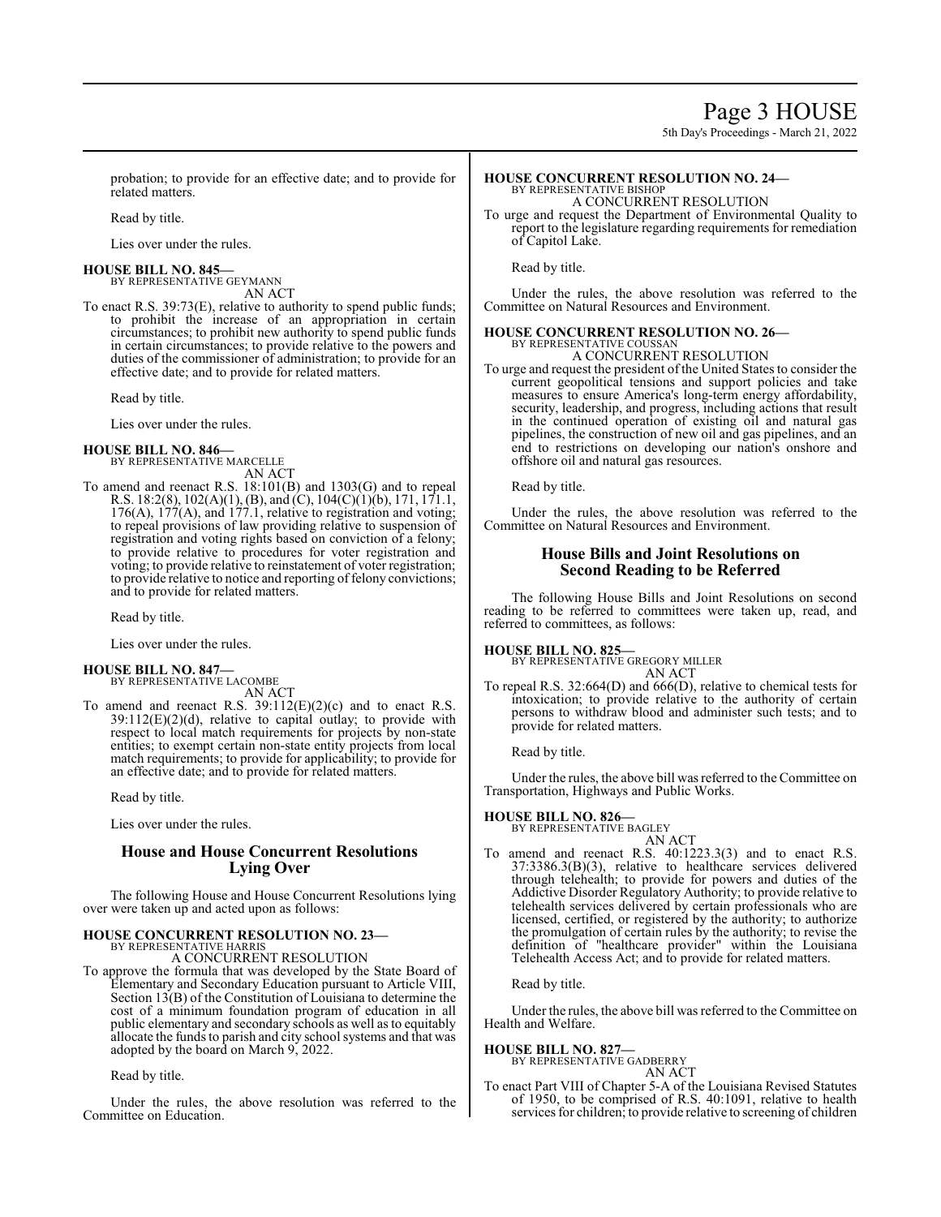probation; to provide for an effective date; and to provide for related matters.

Read by title.

Lies over under the rules.

**HOUSE BILL NO. 845—**
BY REPRESENTATIVE GEYMANN
AN ACT

To enact R.S. 39:73(E), relative to authority to spend public funds; to prohibit the increase of an appropriation in certain circumstances; to prohibit new authority to spend public funds in certain circumstances; to provide relative to the powers and duties of the commissioner of administration; to provide for an effective date; and to provide for related matters.

Read by title.

Lies over under the rules.

**HOUSE BILL NO. 846—**
BY REPRESENTATIVE MARCELLE
AN ACT

To amend and reenact R.S. 18:101(B) and 1303(G) and to repeal R.S. 18:2(8), 102(A)(1), (B), and (C), 104(C)(1)(b), 171, 171.1, 176(A), 177(A), and 177.1, relative to registration and voting; to repeal provisions of law providing relative to suspension of registration and voting rights based on conviction of a felony; to provide relative to procedures for voter registration and voting; to provide relative to reinstatement of voter registration; to provide relative to notice and reporting of felony convictions; and to provide for related matters.

Read by title.

Lies over under the rules.

**HOUSE BILL NO. 847—**
BY REPRESENTATIVE LACOMBE
AN ACT

To amend and reenact R.S. 39:112(E)(2)(c) and to enact R.S. 39:112(E)(2)(d), relative to capital outlay; to provide with respect to local match requirements for projects by non-state entities; to exempt certain non-state entity projects from local match requirements; to provide for applicability; to provide for an effective date; and to provide for related matters.

Read by title.

Lies over under the rules.

## House and House Concurrent Resolutions Lying Over

The following House and House Concurrent Resolutions lying over were taken up and acted upon as follows:

**HOUSE CONCURRENT RESOLUTION NO. 23—**
BY REPRESENTATIVE HARRIS
A CONCURRENT RESOLUTION

To approve the formula that was developed by the State Board of Elementary and Secondary Education pursuant to Article VIII, Section 13(B) of the Constitution of Louisiana to determine the cost of a minimum foundation program of education in all public elementary and secondary schools as well as to equitably allocate the funds to parish and city school systems and that was adopted by the board on March 9, 2022.

Read by title.

Under the rules, the above resolution was referred to the Committee on Education.

**HOUSE CONCURRENT RESOLUTION NO. 24—**
BY REPRESENTATIVE BISHOP
A CONCURRENT RESOLUTION

To urge and request the Department of Environmental Quality to report to the legislature regarding requirements for remediation of Capitol Lake.

Read by title.

Under the rules, the above resolution was referred to the Committee on Natural Resources and Environment.

**HOUSE CONCURRENT RESOLUTION NO. 26—**
BY REPRESENTATIVE COUSSAN
A CONCURRENT RESOLUTION

To urge and request the president of the United States to consider the current geopolitical tensions and support policies and take measures to ensure America's long-term energy affordability, security, leadership, and progress, including actions that result in the continued operation of existing oil and natural gas pipelines, the construction of new oil and gas pipelines, and an end to restrictions on developing our nation's onshore and offshore oil and natural gas resources.

Read by title.

Under the rules, the above resolution was referred to the Committee on Natural Resources and Environment.

## House Bills and Joint Resolutions on Second Reading to be Referred

The following House Bills and Joint Resolutions on second reading to be referred to committees were taken up, read, and referred to committees, as follows:

**HOUSE BILL NO. 825—**
BY REPRESENTATIVE GREGORY MILLER
AN ACT

To repeal R.S. 32:664(D) and 666(D), relative to chemical tests for intoxication; to provide relative to the authority of certain persons to withdraw blood and administer such tests; and to provide for related matters.

Read by title.

Under the rules, the above bill was referred to the Committee on Transportation, Highways and Public Works.

**HOUSE BILL NO. 826—**
BY REPRESENTATIVE BAGLEY
AN ACT

To amend and reenact R.S. 40:1223.3(3) and to enact R.S. 37:3386.3(B)(3), relative to healthcare services delivered through telehealth; to provide for powers and duties of the Addictive Disorder Regulatory Authority; to provide relative to telehealth services delivered by certain professionals who are licensed, certified, or registered by the authority; to authorize the promulgation of certain rules by the authority; to revise the definition of "healthcare provider" within the Louisiana Telehealth Access Act; and to provide for related matters.

Read by title.

Under the rules, the above bill was referred to the Committee on Health and Welfare.

**HOUSE BILL NO. 827—**
BY REPRESENTATIVE GADBERRY
AN ACT

To enact Part VIII of Chapter 5-A of the Louisiana Revised Statutes of 1950, to be comprised of R.S. 40:1091, relative to health services for children; to provide relative to screening of children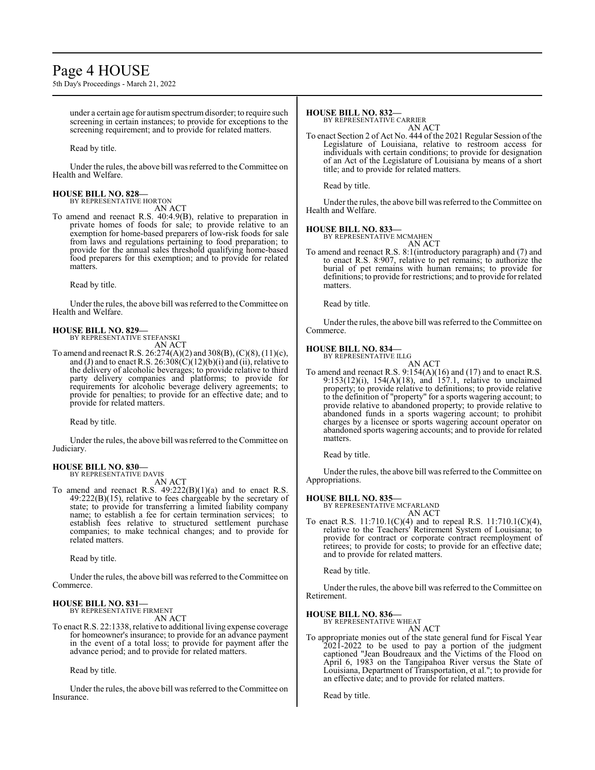under a certain age for autism spectrum disorder; to require such screening in certain instances; to provide for exceptions to the screening requirement; and to provide for related matters.

Read by title.

Under the rules, the above bill was referred to the Committee on Health and Welfare.

**HOUSE BILL NO. 828—**
BY REPRESENTATIVE HORTON
AN ACT

To amend and reenact R.S. 40:4.9(B), relative to preparation in private homes of foods for sale; to provide relative to an exemption for home-based preparers of low-risk foods for sale from laws and regulations pertaining to food preparation; to provide for the annual sales threshold qualifying home-based food preparers for this exemption; and to provide for related matters.

Read by title.

Under the rules, the above bill was referred to the Committee on Health and Welfare.

**HOUSE BILL NO. 829—**
BY REPRESENTATIVE STEFANSKI
AN ACT

To amend and reenact R.S. 26:274(A)(2) and 308(B), (C)(8), (11)(c), and (J) and to enact R.S. 26:308(C)(12)(b)(i) and (ii), relative to the delivery of alcoholic beverages; to provide relative to third party delivery companies and platforms; to provide for requirements for alcoholic beverage delivery agreements; to provide for penalties; to provide for an effective date; and to provide for related matters.

Read by title.

Under the rules, the above bill was referred to the Committee on Judiciary.

**HOUSE BILL NO. 830—**
BY REPRESENTATIVE DAVIS
AN ACT

To amend and reenact R.S. 49:222(B)(1)(a) and to enact R.S. 49:222(B)(15), relative to fees chargeable by the secretary of state; to provide for transferring a limited liability company name; to establish a fee for certain termination services; to establish fees relative to structured settlement purchase companies; to make technical changes; and to provide for related matters.

Read by title.

Under the rules, the above bill was referred to the Committee on Commerce.

**HOUSE BILL NO. 831—**
BY REPRESENTATIVE FIRMENT
AN ACT

To enact R.S. 22:1338, relative to additional living expense coverage for homeowner's insurance; to provide for an advance payment in the event of a total loss; to provide for payment after the advance period; and to provide for related matters.

Read by title.

Under the rules, the above bill was referred to the Committee on Insurance.

**HOUSE BILL NO. 832—**
BY REPRESENTATIVE CARRIER
AN ACT

To enact Section 2 of Act No. 444 of the 2021 Regular Session of the Legislature of Louisiana, relative to restroom access for individuals with certain conditions; to provide for designation of an Act of the Legislature of Louisiana by means of a short title; and to provide for related matters.

Read by title.

Under the rules, the above bill was referred to the Committee on Health and Welfare.

**HOUSE BILL NO. 833—**
BY REPRESENTATIVE MCMAHEN
AN ACT

To amend and reenact R.S. 8:1(introductory paragraph) and (7) and to enact R.S. 8:907, relative to pet remains; to authorize the burial of pet remains with human remains; to provide for definitions; to provide for restrictions; and to provide for related matters.

Read by title.

Under the rules, the above bill was referred to the Committee on Commerce.

**HOUSE BILL NO. 834—**
BY REPRESENTATIVE ILLG
AN ACT

To amend and reenact R.S. 9:154(A)(16) and (17) and to enact R.S. 9:153(12)(i), 154(A)(18), and 157.1, relative to unclaimed property; to provide relative to definitions; to provide relative to the definition of "property" for a sports wagering account; to provide relative to abandoned property; to provide relative to abandoned funds in a sports wagering account; to prohibit charges by a licensee or sports wagering account operator on abandoned sports wagering accounts; and to provide for related matters.

Read by title.

Under the rules, the above bill was referred to the Committee on Appropriations.

**HOUSE BILL NO. 835—**
BY REPRESENTATIVE MCFARLAND
AN ACT

To enact R.S. 11:710.1(C)(4) and to repeal R.S. 11:710.1(C)(4), relative to the Teachers' Retirement System of Louisiana; to provide for contract or corporate contract reemployment of retirees; to provide for costs; to provide for an effective date; and to provide for related matters.

Read by title.

Under the rules, the above bill was referred to the Committee on Retirement.

**HOUSE BILL NO. 836—**
BY REPRESENTATIVE WHEAT
AN ACT

To appropriate monies out of the state general fund for Fiscal Year 2021-2022 to be used to pay a portion of the judgment captioned "Jean Boudreaux and the Victims of the Flood on April 6, 1983 on the Tangipahoa River versus the State of Louisiana, Department of Transportation, et al."; to provide for an effective date; and to provide for related matters.

Read by title.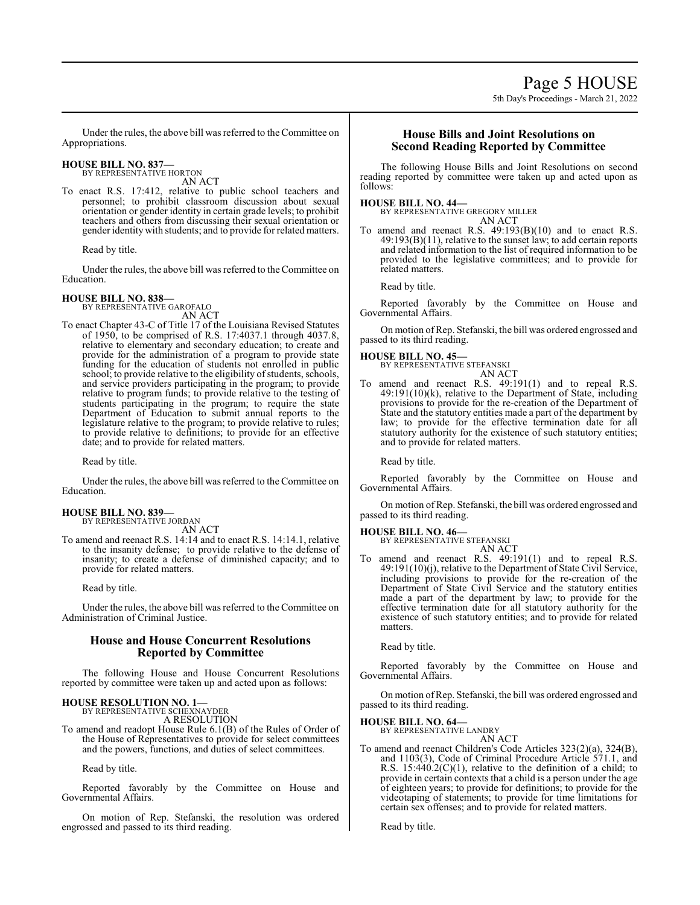Under the rules, the above bill was referred to the Committee on Appropriations.

**HOUSE BILL NO. 837—**
BY REPRESENTATIVE HORTON
AN ACT

To enact R.S. 17:412, relative to public school teachers and personnel; to prohibit classroom discussion about sexual orientation or gender identity in certain grade levels; to prohibit teachers and others from discussing their sexual orientation or gender identity with students; and to provide for related matters.

Read by title.

Under the rules, the above bill was referred to the Committee on Education.

**HOUSE BILL NO. 838—**
BY REPRESENTATIVE GAROFALO
AN ACT

To enact Chapter 43-C of Title 17 of the Louisiana Revised Statutes of 1950, to be comprised of R.S. 17:4037.1 through 4037.8, relative to elementary and secondary education; to create and provide for the administration of a program to provide state funding for the education of students not enrolled in public school; to provide relative to the eligibility of students, schools, and service providers participating in the program; to provide relative to program funds; to provide relative to the testing of students participating in the program; to require the state Department of Education to submit annual reports to the legislature relative to the program; to provide relative to rules; to provide relative to definitions; to provide for an effective date; and to provide for related matters.

Read by title.

Under the rules, the above bill was referred to the Committee on Education.

**HOUSE BILL NO. 839—**
BY REPRESENTATIVE JORDAN
AN ACT

To amend and reenact R.S. 14:14 and to enact R.S. 14:14.1, relative to the insanity defense; to provide relative to the defense of insanity; to create a defense of diminished capacity; and to provide for related matters.

Read by title.

Under the rules, the above bill was referred to the Committee on Administration of Criminal Justice.

## House and House Concurrent Resolutions Reported by Committee

The following House and House Concurrent Resolutions reported by committee were taken up and acted upon as follows:

**HOUSE RESOLUTION NO. 1—**
BY REPRESENTATIVE SCHEXNAYDER
A RESOLUTION

To amend and readopt House Rule 6.1(B) of the Rules of Order of the House of Representatives to provide for select committees and the powers, functions, and duties of select committees.

Read by title.

Reported favorably by the Committee on House and Governmental Affairs.

On motion of Rep. Stefanski, the resolution was ordered engrossed and passed to its third reading.

## House Bills and Joint Resolutions on Second Reading Reported by Committee

The following House Bills and Joint Resolutions on second reading reported by committee were taken up and acted upon as follows:

**HOUSE BILL NO. 44—**
BY REPRESENTATIVE GREGORY MILLER
AN ACT

To amend and reenact R.S. 49:193(B)(10) and to enact R.S. 49:193(B)(11), relative to the sunset law; to add certain reports and related information to the list of required information to be provided to the legislative committees; and to provide for related matters.

Read by title.

Reported favorably by the Committee on House and Governmental Affairs.

On motion of Rep. Stefanski, the bill was ordered engrossed and passed to its third reading.

**HOUSE BILL NO. 45—**
BY REPRESENTATIVE STEFANSKI
AN ACT

To amend and reenact R.S. 49:191(1) and to repeal R.S. 49:191(10)(k), relative to the Department of State, including provisions to provide for the re-creation of the Department of State and the statutory entities made a part of the department by law; to provide for the effective termination date for all statutory authority for the existence of such statutory entities; and to provide for related matters.

Read by title.

Reported favorably by the Committee on House and Governmental Affairs.

On motion of Rep. Stefanski, the bill was ordered engrossed and passed to its third reading.

**HOUSE BILL NO. 46—**
BY REPRESENTATIVE STEFANSKI
AN ACT

To amend and reenact R.S. 49:191(1) and to repeal R.S. 49:191(10)(j), relative to the Department of State Civil Service, including provisions to provide for the re-creation of the Department of State Civil Service and the statutory entities made a part of the department by law; to provide for the effective termination date for all statutory authority for the existence of such statutory entities; and to provide for related matters.

Read by title.

Reported favorably by the Committee on House and Governmental Affairs.

On motion of Rep. Stefanski, the bill was ordered engrossed and passed to its third reading.

**HOUSE BILL NO. 64—**
BY REPRESENTATIVE LANDRY
AN ACT

To amend and reenact Children's Code Articles 323(2)(a), 324(B), and 1103(3), Code of Criminal Procedure Article 571.1, and R.S. 15:440.2(C)(1), relative to the definition of a child; to provide in certain contexts that a child is a person under the age of eighteen years; to provide for definitions; to provide for the videotaping of statements; to provide for time limitations for certain sex offenses; and to provide for related matters.

Read by title.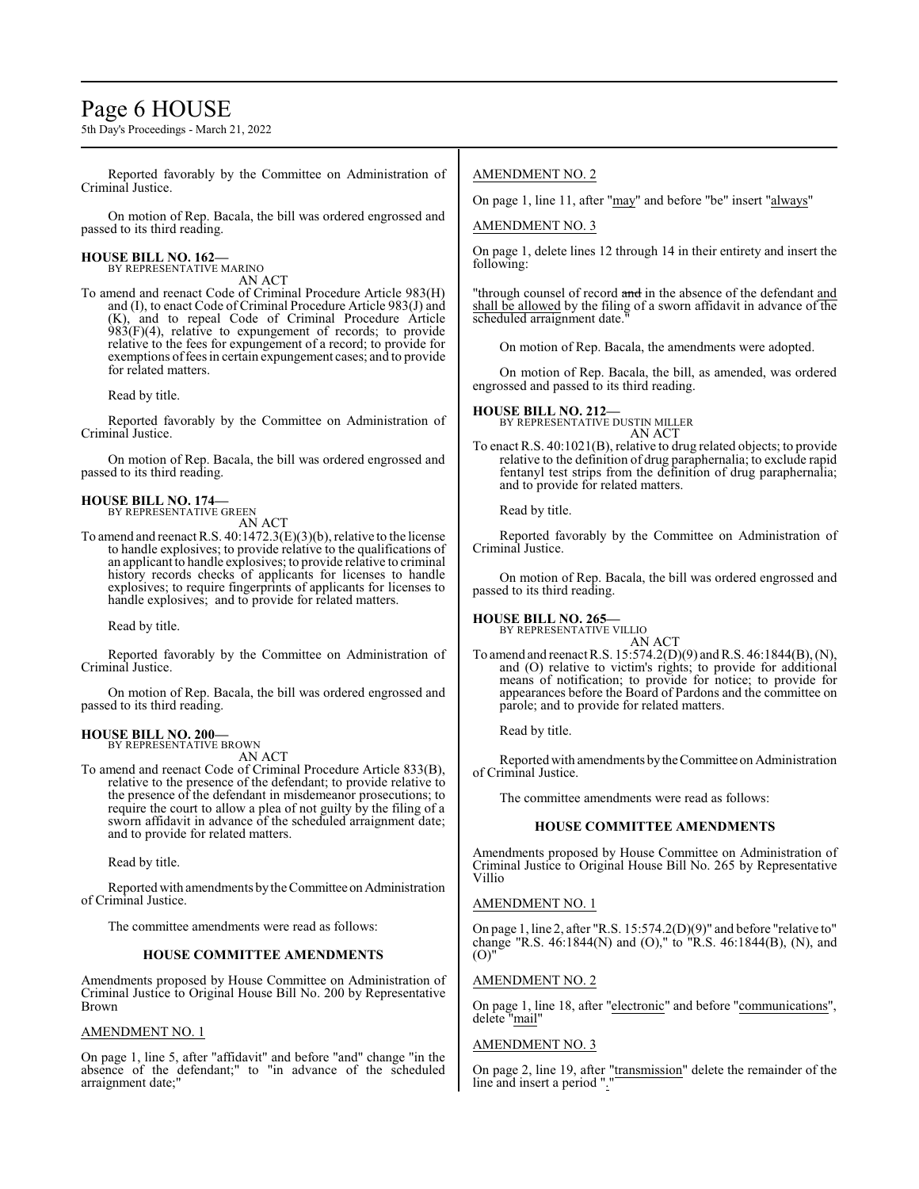Reported favorably by the Committee on Administration of Criminal Justice.

On motion of Rep. Bacala, the bill was ordered engrossed and passed to its third reading.

**HOUSE BILL NO. 162—**
BY REPRESENTATIVE MARINO
AN ACT

To amend and reenact Code of Criminal Procedure Article 983(H) and (I), to enact Code of Criminal Procedure Article 983(J) and (K), and to repeal Code of Criminal Procedure Article 983(F)(4), relative to expungement of records; to provide relative to the fees for expungement of a record; to provide for exemptions of fees in certain expungement cases; and to provide for related matters.

Read by title.

Reported favorably by the Committee on Administration of Criminal Justice.

On motion of Rep. Bacala, the bill was ordered engrossed and passed to its third reading.

**HOUSE BILL NO. 174—**
BY REPRESENTATIVE GREEN
AN ACT

To amend and reenact R.S. 40:1472.3(E)(3)(b), relative to the license to handle explosives; to provide relative to the qualifications of an applicant to handle explosives; to provide relative to criminal history records checks of applicants for licenses to handle explosives; to require fingerprints of applicants for licenses to handle explosives; and to provide for related matters.

Read by title.

Reported favorably by the Committee on Administration of Criminal Justice.

On motion of Rep. Bacala, the bill was ordered engrossed and passed to its third reading.

**HOUSE BILL NO. 200—**
BY REPRESENTATIVE BROWN
AN ACT

To amend and reenact Code of Criminal Procedure Article 833(B), relative to the presence of the defendant; to provide relative to the presence of the defendant in misdemeanor prosecutions; to require the court to allow a plea of not guilty by the filing of a sworn affidavit in advance of the scheduled arraignment date; and to provide for related matters.

Read by title.

Reported with amendments by the Committee on Administration of Criminal Justice.

The committee amendments were read as follows:

**HOUSE COMMITTEE AMENDMENTS**

Amendments proposed by House Committee on Administration of Criminal Justice to Original House Bill No. 200 by Representative Brown

AMENDMENT NO. 1

On page 1, line 5, after "affidavit" and before "and" change "in the absence of the defendant;" to "in advance of the scheduled arraignment date;"

AMENDMENT NO. 2

On page 1, line 11, after "may" and before "be" insert "always"

AMENDMENT NO. 3

On page 1, delete lines 12 through 14 in their entirety and insert the following:

"through counsel of record ~~and~~ in the absence of the defendant and shall be allowed by the filing of a sworn affidavit in advance of the scheduled arraignment date."

On motion of Rep. Bacala, the amendments were adopted.

On motion of Rep. Bacala, the bill, as amended, was ordered engrossed and passed to its third reading.

**HOUSE BILL NO. 212—**
BY REPRESENTATIVE DUSTIN MILLER
AN ACT

To enact R.S. 40:1021(B), relative to drug related objects; to provide relative to the definition of drug paraphernalia; to exclude rapid fentanyl test strips from the definition of drug paraphernalia; and to provide for related matters.

Read by title.

Reported favorably by the Committee on Administration of Criminal Justice.

On motion of Rep. Bacala, the bill was ordered engrossed and passed to its third reading.

**HOUSE BILL NO. 265—**
BY REPRESENTATIVE VILLIO
AN ACT

To amend and reenact R.S. 15:574.2(D)(9) and R.S. 46:1844(B), (N), and (O) relative to victim's rights; to provide for additional means of notification; to provide for notice; to provide for appearances before the Board of Pardons and the committee on parole; and to provide for related matters.

Read by title.

Reported with amendments by the Committee on Administration of Criminal Justice.

The committee amendments were read as follows:

**HOUSE COMMITTEE AMENDMENTS**

Amendments proposed by House Committee on Administration of Criminal Justice to Original House Bill No. 265 by Representative Villio

AMENDMENT NO. 1

On page 1, line 2, after "R.S. 15:574.2(D)(9)" and before "relative to" change "R.S. 46:1844(N) and (O)," to "R.S. 46:1844(B), (N), and (O)"

AMENDMENT NO. 2

On page 1, line 18, after "electronic" and before "communications", delete "mail"

AMENDMENT NO. 3

On page 2, line 19, after "transmission" delete the remainder of the line and insert a period "."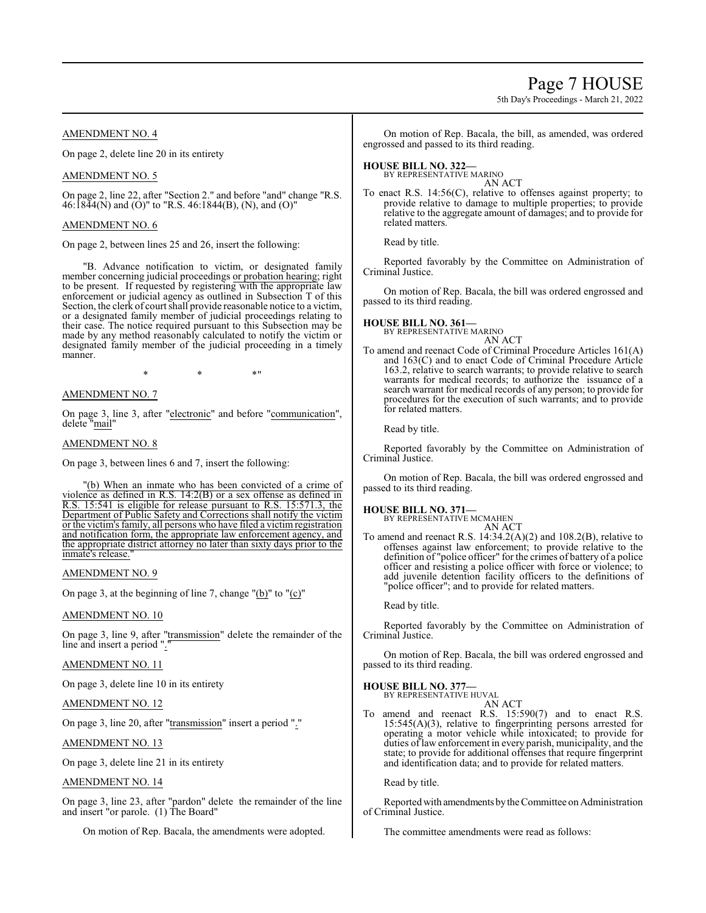AMENDMENT NO. 4

On page 2, delete line 20 in its entirety

AMENDMENT NO. 5

On page 2, line 22, after "Section 2." and before "and" change "R.S. 46:1844(N) and (O)" to "R.S. 46:1844(B), (N), and (O)"

AMENDMENT NO. 6

On page 2, between lines 25 and 26, insert the following:

"B. Advance notification to victim, or designated family member concerning judicial proceedings or probation hearing; right to be present. If requested by registering with the appropriate law enforcement or judicial agency as outlined in Subsection T of this Section, the clerk of court shall provide reasonable notice to a victim, or a designated family member of judicial proceedings relating to their case. The notice required pursuant to this Subsection may be made by any method reasonably calculated to notify the victim or designated family member of the judicial proceeding in a timely manner.

\* \* \*"

AMENDMENT NO. 7

On page 3, line 3, after "electronic" and before "communication", delete "mail"

AMENDMENT NO. 8

On page 3, between lines 6 and 7, insert the following:

"(b) When an inmate who has been convicted of a crime of violence as defined in R.S. 14:2(B) or a sex offense as defined in R.S. 15:541 is eligible for release pursuant to R.S. 15:571.3, the Department of Public Safety and Corrections shall notify the victim or the victim's family, all persons who have filed a victim registration and notification form, the appropriate law enforcement agency, and the appropriate district attorney no later than sixty days prior to the inmate's release."

AMENDMENT NO. 9

On page 3, at the beginning of line 7, change "(b)" to "(c)"

AMENDMENT NO. 10

On page 3, line 9, after "transmission" delete the remainder of the line and insert a period "."

AMENDMENT NO. 11

On page 3, delete line 10 in its entirety

AMENDMENT NO. 12

On page 3, line 20, after "transmission" insert a period "."

AMENDMENT NO. 13

On page 3, delete line 21 in its entirety

AMENDMENT NO. 14

On page 3, line 23, after "pardon" delete the remainder of the line and insert "or parole. (1) The Board"

On motion of Rep. Bacala, the amendments were adopted.

On motion of Rep. Bacala, the bill, as amended, was ordered engrossed and passed to its third reading.

**HOUSE BILL NO. 322—**
BY REPRESENTATIVE MARINO
AN ACT

To enact R.S. 14:56(C), relative to offenses against property; to provide relative to damage to multiple properties; to provide relative to the aggregate amount of damages; and to provide for related matters.

Read by title.

Reported favorably by the Committee on Administration of Criminal Justice.

On motion of Rep. Bacala, the bill was ordered engrossed and passed to its third reading.

**HOUSE BILL NO. 361—**
BY REPRESENTATIVE MARINO
AN ACT

To amend and reenact Code of Criminal Procedure Articles 161(A) and 163(C) and to enact Code of Criminal Procedure Article 163.2, relative to search warrants; to provide relative to search warrants for medical records; to authorize the issuance of a search warrant for medical records of any person; to provide for procedures for the execution of such warrants; and to provide for related matters.

Read by title.

Reported favorably by the Committee on Administration of Criminal Justice.

On motion of Rep. Bacala, the bill was ordered engrossed and passed to its third reading.

**HOUSE BILL NO. 371—**
BY REPRESENTATIVE MCMAHEN
AN ACT

To amend and reenact R.S. 14:34.2(A)(2) and 108.2(B), relative to offenses against law enforcement; to provide relative to the definition of "police officer" for the crimes of battery of a police officer and resisting a police officer with force or violence; to add juvenile detention facility officers to the definitions of "police officer"; and to provide for related matters.

Read by title.

Reported favorably by the Committee on Administration of Criminal Justice.

On motion of Rep. Bacala, the bill was ordered engrossed and passed to its third reading.

**HOUSE BILL NO. 377—**
BY REPRESENTATIVE HUVAL
AN ACT

To amend and reenact R.S. 15:590(7) and to enact R.S. 15:545(A)(3), relative to fingerprinting persons arrested for operating a motor vehicle while intoxicated; to provide for duties of law enforcement in every parish, municipality, and the state; to provide for additional offenses that require fingerprint and identification data; and to provide for related matters.

Read by title.

Reported with amendments by the Committee on Administration of Criminal Justice.

The committee amendments were read as follows: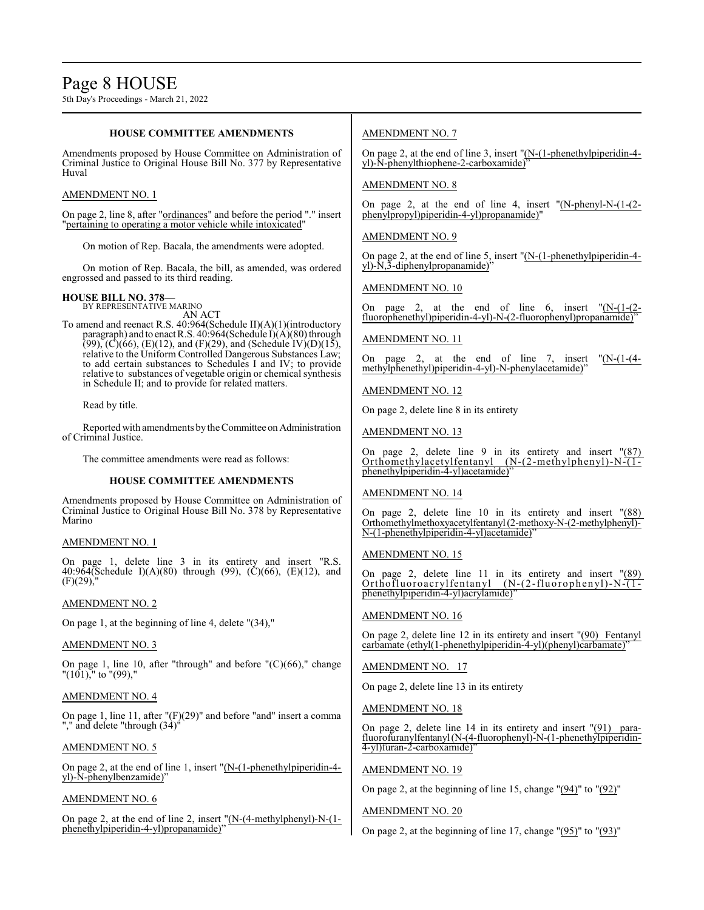## HOUSE COMMITTEE AMENDMENTS

Amendments proposed by House Committee on Administration of Criminal Justice to Original House Bill No. 377 by Representative Huval

AMENDMENT NO. 1

On page 2, line 8, after "ordinances" and before the period "." insert "pertaining to operating a motor vehicle while intoxicated"

On motion of Rep. Bacala, the amendments were adopted.

On motion of Rep. Bacala, the bill, as amended, was ordered engrossed and passed to its third reading.

**HOUSE BILL NO. 378—**
BY REPRESENTATIVE MARINO
AN ACT

To amend and reenact R.S. 40:964(Schedule II)(A)(1)(introductory paragraph) and to enact R.S. 40:964(Schedule I)(A)(80) through (99), (C)(66), (E)(12), and (F)(29), and (Schedule IV)(D)(15), relative to the Uniform Controlled Dangerous Substances Law; to add certain substances to Schedules I and IV; to provide relative to substances of vegetable origin or chemical synthesis in Schedule II; and to provide for related matters.

Read by title.

Reported with amendments by the Committee on Administration of Criminal Justice.

The committee amendments were read as follows:

## HOUSE COMMITTEE AMENDMENTS

Amendments proposed by House Committee on Administration of Criminal Justice to Original House Bill No. 378 by Representative Marino

AMENDMENT NO. 1

On page 1, delete line 3 in its entirety and insert "R.S. 40:964(Schedule I)(A)(80) through (99), (C)(66), (E)(12), and (F)(29),"

AMENDMENT NO. 2

On page 1, at the beginning of line 4, delete "(34),"

AMENDMENT NO. 3

On page 1, line 10, after "through" and before "(C)(66)," change "(101)," to "(99),"

AMENDMENT NO. 4

On page 1, line 11, after "(F)(29)" and before "and" insert a comma "," and delete "through (34)"

AMENDMENT NO. 5

On page 2, at the end of line 1, insert "(N-(1-phenethylpiperidin-4-yl)-N-phenylbenzamide)"

AMENDMENT NO. 6

On page 2, at the end of line 2, insert "(N-(4-methylphenyl)-N-(1-phenethylpiperidin-4-yl)propanamide)"

AMENDMENT NO. 7

On page 2, at the end of line 3, insert "(N-(1-phenethylpiperidin-4-yl)-N-phenylthiophene-2-carboxamide)"

AMENDMENT NO. 8

On page 2, at the end of line 4, insert "(N-phenyl-N-(1-(2-phenylpropyl)piperidin-4-yl)propanamide)"

AMENDMENT NO. 9

On page 2, at the end of line 5, insert "(N-(1-phenethylpiperidin-4-yl)-N,3-diphenylpropanamide)"

AMENDMENT NO. 10

On page 2, at the end of line 6, insert "(N-(1-(2-fluorophenethyl)piperidin-4-yl)-N-(2-fluorophenyl)propanamide)"

AMENDMENT NO. 11

On page 2, at the end of line 7, insert "(N-(1-(4-methylphenethyl)piperidin-4-yl)-N-phenylacetamide)"

AMENDMENT NO. 12

On page 2, delete line 8 in its entirety

AMENDMENT NO. 13

On page 2, delete line 9 in its entirety and insert "(87) Orthomethylacetylfentanyl (N-(2-methylphenyl)-N-(1-phenethylpiperidin-4-yl)acetamide)"

AMENDMENT NO. 14

On page 2, delete line 10 in its entirety and insert "(88) Orthomethylmethoxyacetylfentanyl (2-methoxy-N-(2-methylphenyl)-N-(1-phenethylpiperidin-4-yl)acetamide)"

AMENDMENT NO. 15

On page 2, delete line 11 in its entirety and insert "(89) Orthofluoroacrylfentanyl (N-(2-fluorophenyl)-N-(1-phenethylpiperidin-4-yl)acrylamide)"

AMENDMENT NO. 16

On page 2, delete line 12 in its entirety and insert "(90) Fentanyl carbamate (ethyl(1-phenethylpiperidin-4-yl)(phenyl)carbamate)"

AMENDMENT NO. 17

On page 2, delete line 13 in its entirety

AMENDMENT NO. 18

On page 2, delete line 14 in its entirety and insert "(91) para-fluorofuranylfentanyl (N-(4-fluorophenyl)-N-(1-phenethylpiperidin-4-yl)furan-2-carboxamide)"

AMENDMENT NO. 19

On page 2, at the beginning of line 15, change "(94)" to "(92)"

AMENDMENT NO. 20

On page 2, at the beginning of line 17, change "(95)" to "(93)"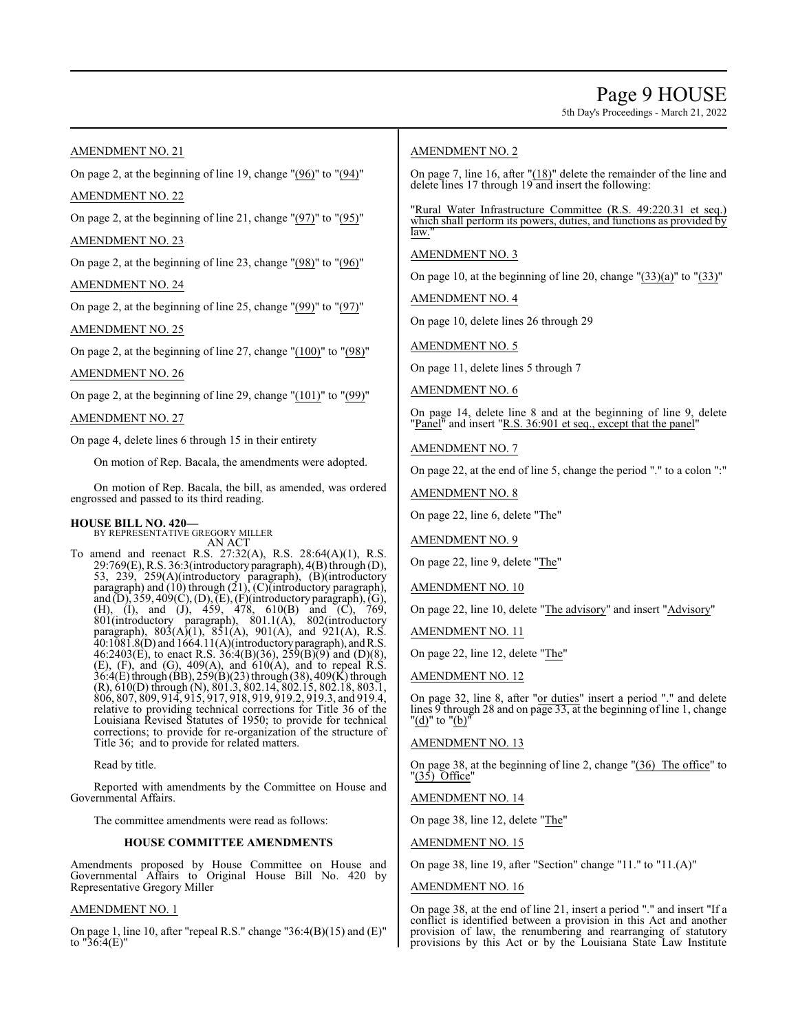AMENDMENT NO. 21

On page 2, at the beginning of line 19, change "(96)" to "(94)"

AMENDMENT NO. 22

On page 2, at the beginning of line 21, change "(97)" to "(95)"

AMENDMENT NO. 23

On page 2, at the beginning of line 23, change "(98)" to "(96)"

AMENDMENT NO. 24

On page 2, at the beginning of line 25, change "(99)" to "(97)"

AMENDMENT NO. 25

On page 2, at the beginning of line 27, change "(100)" to "(98)"

AMENDMENT NO. 26

On page 2, at the beginning of line 29, change "(101)" to "(99)"

AMENDMENT NO. 27

On page 4, delete lines 6 through 15 in their entirety

On motion of Rep. Bacala, the amendments were adopted.

On motion of Rep. Bacala, the bill, as amended, was ordered engrossed and passed to its third reading.

**HOUSE BILL NO. 420—**
BY REPRESENTATIVE GREGORY MILLER
AN ACT

To amend and reenact R.S. 27:32(A), R.S. 28:64(A)(1), R.S. 29:769(E), R.S. 36:3(introductory paragraph), 4(B) through (D), 53, 239, 259(A)(introductory paragraph), (B)(introductory paragraph) and (10) through (21), (C)(introductory paragraph), and (D), 359, 409(C), (D), (E), (F)(introductory paragraph), (G), (H), (I), and (J), 459, 478, 610(B) and (C), 769, 801(introductory paragraph), 801.1(A), 802(introductory paragraph), 803(A)(1), 851(A), 901(A), and 921(A), R.S. 40:1081.8(D) and 1664.11(A)(introductory paragraph), and R.S. 46:2403(E), to enact R.S. 36:4(B)(36), 259(B)(9) and (D)(8), (E), (F), and (G), 409(A), and 610(A), and to repeal R.S. 36:4(E) through (BB), 259(B)(23) through (38), 409(K) through (R), 610(D) through (N), 801.3, 802.14, 802.15, 802.18, 803.1, 806, 807, 809, 914, 915, 917, 918, 919, 919.2, 919.3, and 919.4, relative to providing technical corrections for Title 36 of the Louisiana Revised Statutes of 1950; to provide for technical corrections; to provide for re-organization of the structure of Title 36; and to provide for related matters.

Read by title.

Reported with amendments by the Committee on House and Governmental Affairs.

The committee amendments were read as follows:

**HOUSE COMMITTEE AMENDMENTS**

Amendments proposed by House Committee on House and Governmental Affairs to Original House Bill No. 420 by Representative Gregory Miller

AMENDMENT NO. 1

On page 1, line 10, after "repeal R.S." change "36:4(B)(15) and (E)" to "36:4(E)"

AMENDMENT NO. 2

On page 7, line 16, after "(18)" delete the remainder of the line and delete lines 17 through 19 and insert the following:

"Rural Water Infrastructure Committee (R.S. 49:220.31 et seq.) which shall perform its powers, duties, and functions as provided by law."

AMENDMENT NO. 3

On page 10, at the beginning of line 20, change "(33)(a)" to "(33)"

AMENDMENT NO. 4

On page 10, delete lines 26 through 29

AMENDMENT NO. 5

On page 11, delete lines 5 through 7

AMENDMENT NO. 6

On page 14, delete line 8 and at the beginning of line 9, delete "Panel" and insert "R.S. 36:901 et seq., except that the panel"

AMENDMENT NO. 7

On page 22, at the end of line 5, change the period "." to a colon ":"

AMENDMENT NO. 8

On page 22, line 6, delete "The"

AMENDMENT NO. 9

On page 22, line 9, delete "The"

AMENDMENT NO. 10

On page 22, line 10, delete "The advisory" and insert "Advisory"

AMENDMENT NO. 11

On page 22, line 12, delete "The"

AMENDMENT NO. 12

On page 32, line 8, after "or duties" insert a period "." and delete lines 9 through 28 and on page 33, at the beginning of line 1, change "(d)" to "(b)"

AMENDMENT NO. 13

On page 38, at the beginning of line 2, change "(36) The office" to "(35) Office"

AMENDMENT NO. 14

On page 38, line 12, delete "The"

AMENDMENT NO. 15

On page 38, line 19, after "Section" change "11." to "11.(A)"

AMENDMENT NO. 16

On page 38, at the end of line 21, insert a period "." and insert "If a conflict is identified between a provision in this Act and another provision of law, the renumbering and rearranging of statutory provisions by this Act or by the Louisiana State Law Institute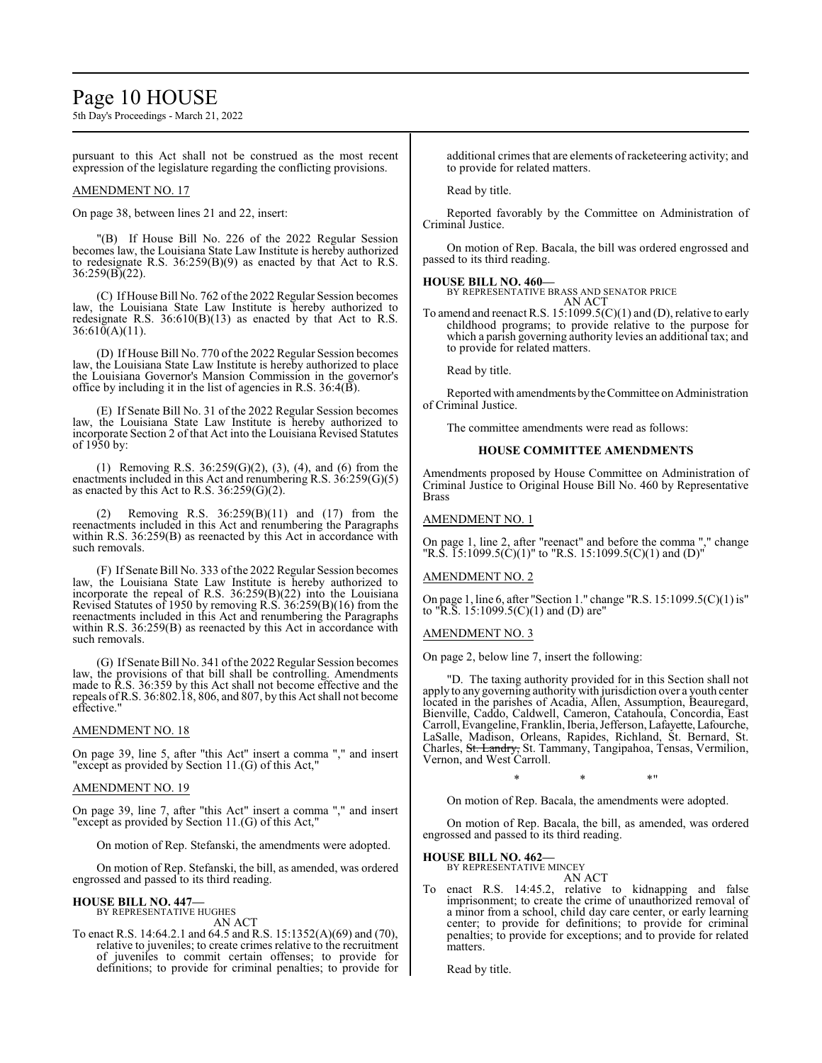pursuant to this Act shall not be construed as the most recent expression of the legislature regarding the conflicting provisions.

AMENDMENT NO. 17

On page 38, between lines 21 and 22, insert:

"(B) If House Bill No. 226 of the 2022 Regular Session becomes law, the Louisiana State Law Institute is hereby authorized to redesignate R.S. 36:259(B)(9) as enacted by that Act to R.S. 36:259(B)(22).

(C) If House Bill No. 762 of the 2022 Regular Session becomes law, the Louisiana State Law Institute is hereby authorized to redesignate R.S. 36:610(B)(13) as enacted by that Act to R.S. 36:610(A)(11).

(D) If House Bill No. 770 of the 2022 Regular Session becomes law, the Louisiana State Law Institute is hereby authorized to place the Louisiana Governor's Mansion Commission in the governor's office by including it in the list of agencies in R.S. 36:4(B).

(E) If Senate Bill No. 31 of the 2022 Regular Session becomes law, the Louisiana State Law Institute is hereby authorized to incorporate Section 2 of that Act into the Louisiana Revised Statutes of 1950 by:

(1) Removing R.S. 36:259(G)(2), (3), (4), and (6) from the enactments included in this Act and renumbering R.S. 36:259(G)(5) as enacted by this Act to R.S. 36:259(G)(2).

(2) Removing R.S. 36:259(B)(11) and (17) from the reenactments included in this Act and renumbering the Paragraphs within R.S. 36:259(B) as reenacted by this Act in accordance with such removals.

(F) If Senate Bill No. 333 of the 2022 Regular Session becomes law, the Louisiana State Law Institute is hereby authorized to incorporate the repeal of R.S. 36:259(B)(22) into the Louisiana Revised Statutes of 1950 by removing R.S. 36:259(B)(16) from the reenactments included in this Act and renumbering the Paragraphs within R.S. 36:259(B) as reenacted by this Act in accordance with such removals.

(G) If Senate Bill No. 341 of the 2022 Regular Session becomes law, the provisions of that bill shall be controlling. Amendments made to R.S. 36:359 by this Act shall not become effective and the repeals of R.S. 36:802.18, 806, and 807, by this Act shall not become effective."

AMENDMENT NO. 18

On page 39, line 5, after "this Act" insert a comma "," and insert "except as provided by Section 11.(G) of this Act,"

AMENDMENT NO. 19

On page 39, line 7, after "this Act" insert a comma "," and insert "except as provided by Section 11.(G) of this Act,"

On motion of Rep. Stefanski, the amendments were adopted.

On motion of Rep. Stefanski, the bill, as amended, was ordered engrossed and passed to its third reading.

**HOUSE BILL NO. 447—**
BY REPRESENTATIVE HUGHES
AN ACT

To enact R.S. 14:64.2.1 and 64.5 and R.S. 15:1352(A)(69) and (70), relative to juveniles; to create crimes relative to the recruitment of juveniles to commit certain offenses; to provide for definitions; to provide for criminal penalties; to provide for additional crimes that are elements of racketeering activity; and to provide for related matters.

Read by title.

Reported favorably by the Committee on Administration of Criminal Justice.

On motion of Rep. Bacala, the bill was ordered engrossed and passed to its third reading.

**HOUSE BILL NO. 460—**
BY REPRESENTATIVE BRASS AND SENATOR PRICE
AN ACT

To amend and reenact R.S. 15:1099.5(C)(1) and (D), relative to early childhood programs; to provide relative to the purpose for which a parish governing authority levies an additional tax; and to provide for related matters.

Read by title.

Reported with amendments by the Committee on Administration of Criminal Justice.

The committee amendments were read as follows:

### HOUSE COMMITTEE AMENDMENTS

Amendments proposed by House Committee on Administration of Criminal Justice to Original House Bill No. 460 by Representative Brass

AMENDMENT NO. 1

On page 1, line 2, after "reenact" and before the comma "," change "R.S. 15:1099.5(C)(1)" to "R.S. 15:1099.5(C)(1) and (D)"

AMENDMENT NO. 2

On page 1, line 6, after "Section 1." change "R.S. 15:1099.5(C)(1) is" to "R.S. 15:1099.5(C)(1) and (D) are"

AMENDMENT NO. 3

On page 2, below line 7, insert the following:

"D. The taxing authority provided for in this Section shall not apply to any governing authority with jurisdiction over a youth center located in the parishes of Acadia, Allen, Assumption, Beauregard, Bienville, Caddo, Caldwell, Cameron, Catahoula, Concordia, East Carroll, Evangeline, Franklin, Iberia, Jefferson, Lafayette, Lafourche, LaSalle, Madison, Orleans, Rapides, Richland, St. Bernard, St. Charles, ~~St. Landry,~~ St. Tammany, Tangipahoa, Tensas, Vermilion, Vernon, and West Carroll.

\* \* \*"

On motion of Rep. Bacala, the amendments were adopted.

On motion of Rep. Bacala, the bill, as amended, was ordered engrossed and passed to its third reading.

**HOUSE BILL NO. 462—**
BY REPRESENTATIVE MINCEY
AN ACT

To enact R.S. 14:45.2, relative to kidnapping and false imprisonment; to create the crime of unauthorized removal of a minor from a school, child day care center, or early learning center; to provide for definitions; to provide for criminal penalties; to provide for exceptions; and to provide for related matters.

Read by title.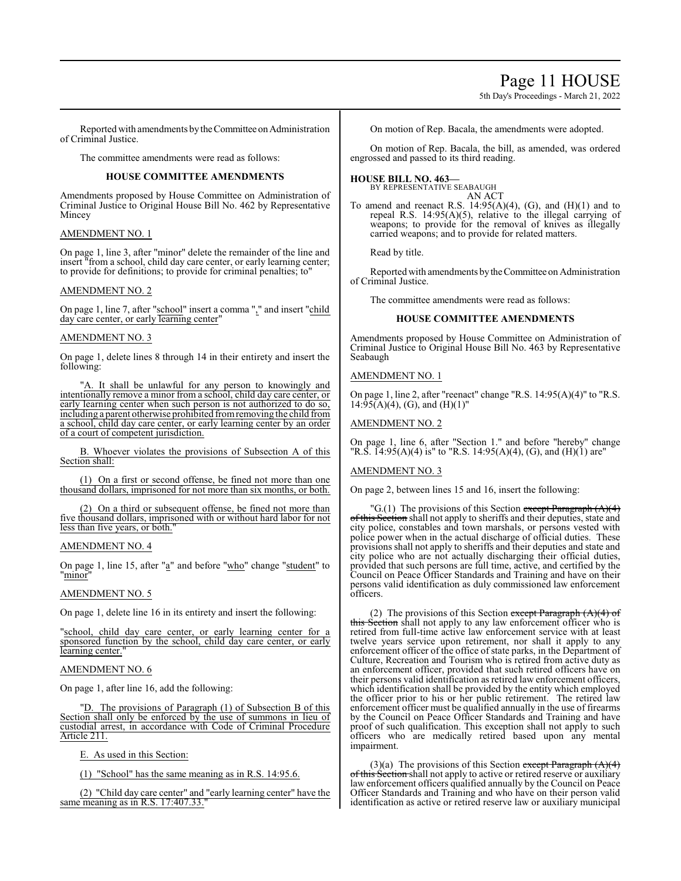Reported with amendments by the Committee on Administration of Criminal Justice.

The committee amendments were read as follows:

### HOUSE COMMITTEE AMENDMENTS

Amendments proposed by House Committee on Administration of Criminal Justice to Original House Bill No. 462 by Representative Mincey

AMENDMENT NO. 1

On page 1, line 3, after "minor" delete the remainder of the line and insert "from a school, child day care center, or early learning center; to provide for definitions; to provide for criminal penalties; to"

AMENDMENT NO. 2

On page 1, line 7, after "school" insert a comma "," and insert "child day care center, or early learning center"

AMENDMENT NO. 3

On page 1, delete lines 8 through 14 in their entirety and insert the following:

"A. It shall be unlawful for any person to knowingly and intentionally remove a minor from a school, child day care center, or early learning center when such person is not authorized to do so, including a parent otherwise prohibited from removing the child from a school, child day care center, or early learning center by an order of a court of competent jurisdiction.

B. Whoever violates the provisions of Subsection A of this Section shall:

(1) On a first or second offense, be fined not more than one thousand dollars, imprisoned for not more than six months, or both.

(2) On a third or subsequent offense, be fined not more than five thousand dollars, imprisoned with or without hard labor for not less than five years, or both."

AMENDMENT NO. 4

On page 1, line 15, after "a" and before "who" change "student" to "minor"

AMENDMENT NO. 5

On page 1, delete line 16 in its entirety and insert the following:

"school, child day care center, or early learning center for a sponsored function by the school, child day care center, or early learning center."

AMENDMENT NO. 6

On page 1, after line 16, add the following:

"D. The provisions of Paragraph (1) of Subsection B of this Section shall only be enforced by the use of summons in lieu of custodial arrest, in accordance with Code of Criminal Procedure Article 211.

E. As used in this Section:

(1) "School" has the same meaning as in R.S. 14:95.6.

(2) "Child day care center" and "early learning center" have the same meaning as in R.S. 17:407.33."

On motion of Rep. Bacala, the amendments were adopted.

On motion of Rep. Bacala, the bill, as amended, was ordered engrossed and passed to its third reading.

**HOUSE BILL NO. 463—**
BY REPRESENTATIVE SEABAUGH
AN ACT

To amend and reenact R.S. 14:95(A)(4), (G), and (H)(1) and to repeal R.S. 14:95(A)(5), relative to the illegal carrying of weapons; to provide for the removal of knives as illegally carried weapons; and to provide for related matters.

Read by title.

Reported with amendments by the Committee on Administration of Criminal Justice.

The committee amendments were read as follows:

### HOUSE COMMITTEE AMENDMENTS

Amendments proposed by House Committee on Administration of Criminal Justice to Original House Bill No. 463 by Representative Seabaugh

AMENDMENT NO. 1

On page 1, line 2, after "reenact" change "R.S. 14:95(A)(4)" to "R.S. 14:95(A)(4), (G), and (H)(1)"

AMENDMENT NO. 2

On page 1, line 6, after "Section 1." and before "hereby" change "R.S. 14:95(A)(4) is" to "R.S. 14:95(A)(4), (G), and (H)(1) are"

AMENDMENT NO. 3

On page 2, between lines 15 and 16, insert the following:

"G.(1) The provisions of this Section ~~except Paragraph (A)(4) of this Section~~ shall not apply to sheriffs and their deputies, state and city police, constables and town marshals, or persons vested with police power when in the actual discharge of official duties. These provisions shall not apply to sheriffs and their deputies and state and city police who are not actually discharging their official duties, provided that such persons are full time, active, and certified by the Council on Peace Officer Standards and Training and have on their persons valid identification as duly commissioned law enforcement officers.

(2) The provisions of this Section ~~except Paragraph (A)(4) of this Section~~ shall not apply to any law enforcement officer who is retired from full-time active law enforcement service with at least twelve years service upon retirement, nor shall it apply to any enforcement officer of the office of state parks, in the Department of Culture, Recreation and Tourism who is retired from active duty as an enforcement officer, provided that such retired officers have on their persons valid identification as retired law enforcement officers, which identification shall be provided by the entity which employed the officer prior to his or her public retirement. The retired law enforcement officer must be qualified annually in the use of firearms by the Council on Peace Officer Standards and Training and have proof of such qualification. This exception shall not apply to such officers who are medically retired based upon any mental impairment.

(3)(a) The provisions of this Section ~~except Paragraph (A)(4) of this Section~~ shall not apply to active or retired reserve or auxiliary law enforcement officers qualified annually by the Council on Peace Officer Standards and Training and who have on their person valid identification as active or retired reserve law or auxiliary municipal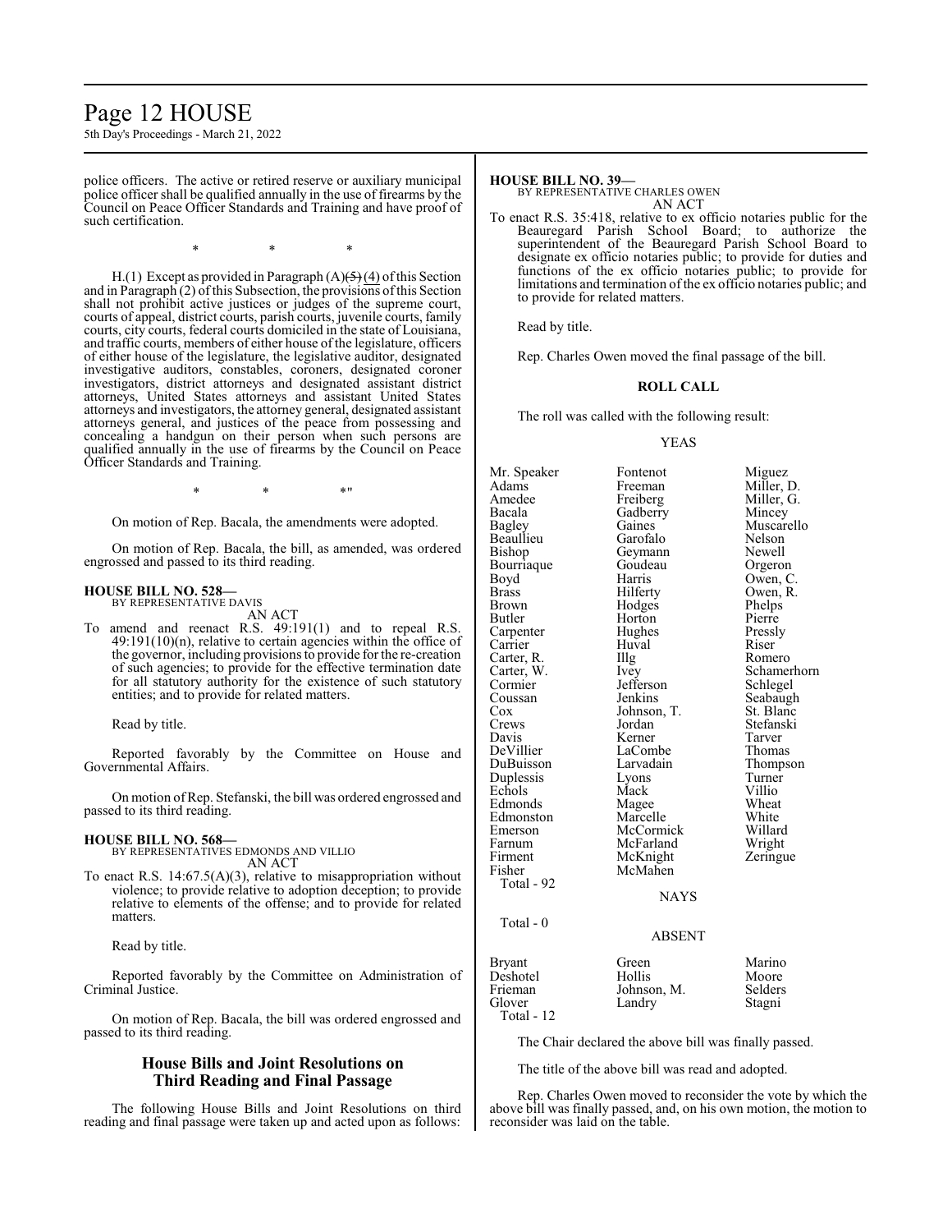police officers. The active or retired reserve or auxiliary municipal police officer shall be qualified annually in the use of firearms by the Council on Peace Officer Standards and Training and have proof of such certification.

\* \* \*

H.(1) Except as provided in Paragraph (A)~~(5)~~ (4) of this Section and in Paragraph (2) of this Subsection, the provisions of this Section shall not prohibit active justices or judges of the supreme court, courts of appeal, district courts, parish courts, juvenile courts, family courts, city courts, federal courts domiciled in the state of Louisiana, and traffic courts, members of either house of the legislature, officers of either house of the legislature, the legislative auditor, designated investigative auditors, constables, coroners, designated coroner investigators, district attorneys and designated assistant district attorneys, United States attorneys and assistant United States attorneys and investigators, the attorney general, designated assistant attorneys general, and justices of the peace from possessing and concealing a handgun on their person when such persons are qualified annually in the use of firearms by the Council on Peace Officer Standards and Training.

\* \* \*"

On motion of Rep. Bacala, the amendments were adopted.

On motion of Rep. Bacala, the bill, as amended, was ordered engrossed and passed to its third reading.

**HOUSE BILL NO. 528—**
BY REPRESENTATIVE DAVIS
AN ACT

To amend and reenact R.S. 49:191(1) and to repeal R.S. 49:191(10)(n), relative to certain agencies within the office of the governor, including provisions to provide for the re-creation of such agencies; to provide for the effective termination date for all statutory authority for the existence of such statutory entities; and to provide for related matters.

Read by title.

Reported favorably by the Committee on House and Governmental Affairs.

On motion of Rep. Stefanski, the bill was ordered engrossed and passed to its third reading.

**HOUSE BILL NO. 568—**
BY REPRESENTATIVES EDMONDS AND VILLIO
AN ACT

To enact R.S. 14:67.5(A)(3), relative to misappropriation without violence; to provide relative to adoption deception; to provide relative to elements of the offense; and to provide for related matters.

Read by title.

Reported favorably by the Committee on Administration of Criminal Justice.

On motion of Rep. Bacala, the bill was ordered engrossed and passed to its third reading.

## House Bills and Joint Resolutions on Third Reading and Final Passage

The following House Bills and Joint Resolutions on third reading and final passage were taken up and acted upon as follows:

**HOUSE BILL NO. 39—**
BY REPRESENTATIVE CHARLES OWEN
AN ACT

To enact R.S. 35:418, relative to ex officio notaries public for the Beauregard Parish School Board; to authorize the superintendent of the Beauregard Parish School Board to designate ex officio notaries public; to provide for duties and functions of the ex officio notaries public; to provide for limitations and termination of the ex officio notaries public; and to provide for related matters.

Read by title.

Rep. Charles Owen moved the final passage of the bill.

**ROLL CALL**

The roll was called with the following result:

YEAS

| | | |
|---|---|---|
| Mr. Speaker | Fontenot | Miguez |
| Adams | Freeman | Miller, D. |
| Amedee | Freiberg | Miller, G. |
| Bacala | Gadberry | Mincey |
| Bagley | Gaines | Muscarello |
| Beaullieu | Garofalo | Nelson |
| Bishop | Geymann | Newell |
| Bourriaque | Goudeau | Orgeron |
| Boyd | Harris | Owen, C. |
| Brass | Hilferty | Owen, R. |
| Brown | Hodges | Phelps |
| Butler | Horton | Pierre |
| Carpenter | Hughes | Pressly |
| Carrier | Huval | Riser |
| Carter, R. | Illg | Romero |
| Carter, W. | Ivey | Schamerhorn |
| Cormier | Jefferson | Schlegel |
| Coussan | Jenkins | Seabaugh |
| Cox | Johnson, T. | St. Blanc |
| Crews | Jordan | Stefanski |
| Davis | Kerner | Tarver |
| DeVillier | LaCombe | Thomas |
| DuBuisson | Larvadain | Thompson |
| Duplessis | Lyons | Turner |
| Echols | Mack | Villio |
| Edmonds | Magee | Wheat |
| Edmonston | Marcelle | White |
| Emerson | McCormick | Willard |
| Farnum | McFarland | Wright |
| Firment | McKnight | Zeringue |
| Fisher | McMahen | |

Total - 92

NAYS

Total - 0

ABSENT

| | | |
|---|---|---|
| Bryant | Green | Marino |
| Deshotel | Hollis | Moore |
| Frieman | Johnson, M. | Selders |
| Glover | Landry | Stagni |

Total - 12

The Chair declared the above bill was finally passed.

The title of the above bill was read and adopted.

Rep. Charles Owen moved to reconsider the vote by which the above bill was finally passed, and, on his own motion, the motion to reconsider was laid on the table.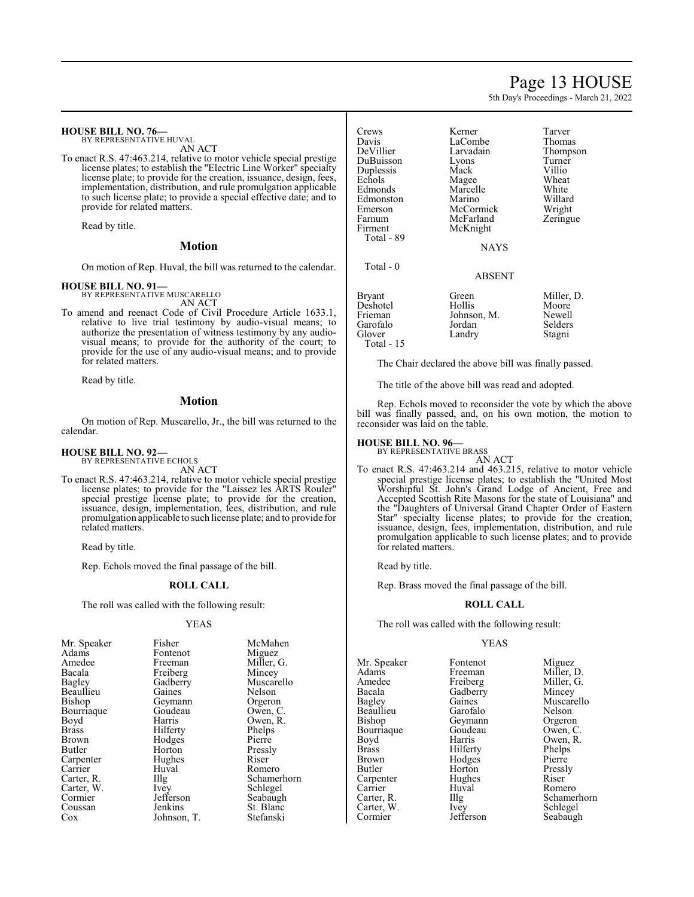**HOUSE BILL NO. 76—**
BY REPRESENTATIVE HUVAL
AN ACT

To enact R.S. 47:463.214, relative to motor vehicle special prestige license plates; to establish the "Electric Line Worker" specialty license plate; to provide for the creation, issuance, design, fees, implementation, distribution, and rule promulgation applicable to such license plate; to provide a special effective date; and to provide for related matters.

Read by title.

## Motion

On motion of Rep. Huval, the bill was returned to the calendar.

**HOUSE BILL NO. 91—**
BY REPRESENTATIVE MUSCARELLO
AN ACT

To amend and reenact Code of Civil Procedure Article 1633.1, relative to live trial testimony by audio-visual means; to authorize the presentation of witness testimony by any audio-visual means; to provide for the authority of the court; to provide for the use of any audio-visual means; and to provide for related matters.

Read by title.

## Motion

On motion of Rep. Muscarello, Jr., the bill was returned to the calendar.

**HOUSE BILL NO. 92—**
BY REPRESENTATIVE ECHOLS
AN ACT

To enact R.S. 47:463.214, relative to motor vehicle special prestige license plates; to provide for the "Laissez les ARTS Rouler" special prestige license plate; to provide for the creation, issuance, design, implementation, fees, distribution, and rule promulgation applicable to such license plate; and to provide for related matters.

Read by title.

Rep. Echols moved the final passage of the bill.

### ROLL CALL

The roll was called with the following result:

YEAS

| | | |
|---|---|---|
| Mr. Speaker | Fisher | McMahen |
| Adams | Fontenot | Miguez |
| Amedee | Freeman | Miller, G. |
| Bacala | Freiberg | Mincey |
| Bagley | Gadberry | Muscarello |
| Beaullieu | Gaines | Nelson |
| Bishop | Geymann | Orgeron |
| Bourriaque | Goudeau | Owen, C. |
| Boyd | Harris | Owen, R. |
| Brass | Hilferty | Phelps |
| Brown | Hodges | Pierre |
| Butler | Horton | Pressly |
| Carpenter | Hughes | Riser |
| Carrier | Huval | Romero |
| Carter, R. | Illg | Schamerhorn |
| Carter, W. | Ivey | Schlegel |
| Cormier | Jefferson | Seabaugh |
| Coussan | Jenkins | St. Blanc |
| Cox | Johnson, T. | Stefanski |
| Crews | Kerner | Tarver |
| Davis | LaCombe | Thomas |
| DeVillier | Larvadain | Thompson |
| DuBuisson | Lyons | Turner |
| Duplessis | Mack | Villio |
| Echols | Magee | Wheat |
| Edmonds | Marcelle | White |
| Edmonston | Marino | Willard |
| Emerson | McCormick | Wright |
| Farnum | McFarland | Zeringue |
| Firment | McKnight | |
| Total - 89 | | |

NAYS

Total - 0

ABSENT

| | | |
|---|---|---|
| Bryant | Green | Miller, D. |
| Deshotel | Hollis | Moore |
| Frieman | Johnson, M. | Newell |
| Garofalo | Jordan | Selders |
| Glover | Landry | Stagni |
| Total - 15 | | |

The Chair declared the above bill was finally passed.

The title of the above bill was read and adopted.

Rep. Echols moved to reconsider the vote by which the above bill was finally passed, and, on his own motion, the motion to reconsider was laid on the table.

**HOUSE BILL NO. 96—**
BY REPRESENTATIVE BRASS
AN ACT

To enact R.S. 47:463.214 and 463.215, relative to motor vehicle special prestige license plates; to establish the "United Most Worshipful St. John's Grand Lodge of Ancient, Free and Accepted Scottish Rite Masons for the state of Louisiana" and the "Daughters of Universal Grand Chapter Order of Eastern Star" specialty license plates; to provide for the creation, issuance, design, fees, implementation, distribution, and rule promulgation applicable to such license plates; and to provide for related matters.

Read by title.

Rep. Brass moved the final passage of the bill.

### ROLL CALL

The roll was called with the following result:

YEAS

| | | |
|---|---|---|
| Mr. Speaker | Fontenot | Miguez |
| Adams | Freeman | Miller, D. |
| Amedee | Freiberg | Miller, G. |
| Bacala | Gadberry | Mincey |
| Bagley | Gaines | Muscarello |
| Beaullieu | Garofalo | Nelson |
| Bishop | Geymann | Orgeron |
| Bourriaque | Goudeau | Owen, C. |
| Boyd | Harris | Owen, R. |
| Brass | Hilferty | Phelps |
| Brown | Hodges | Pierre |
| Butler | Horton | Pressly |
| Carpenter | Hughes | Riser |
| Carrier | Huval | Romero |
| Carter, R. | Illg | Schamerhorn |
| Carter, W. | Ivey | Schlegel |
| Cormier | Jefferson | Seabaugh |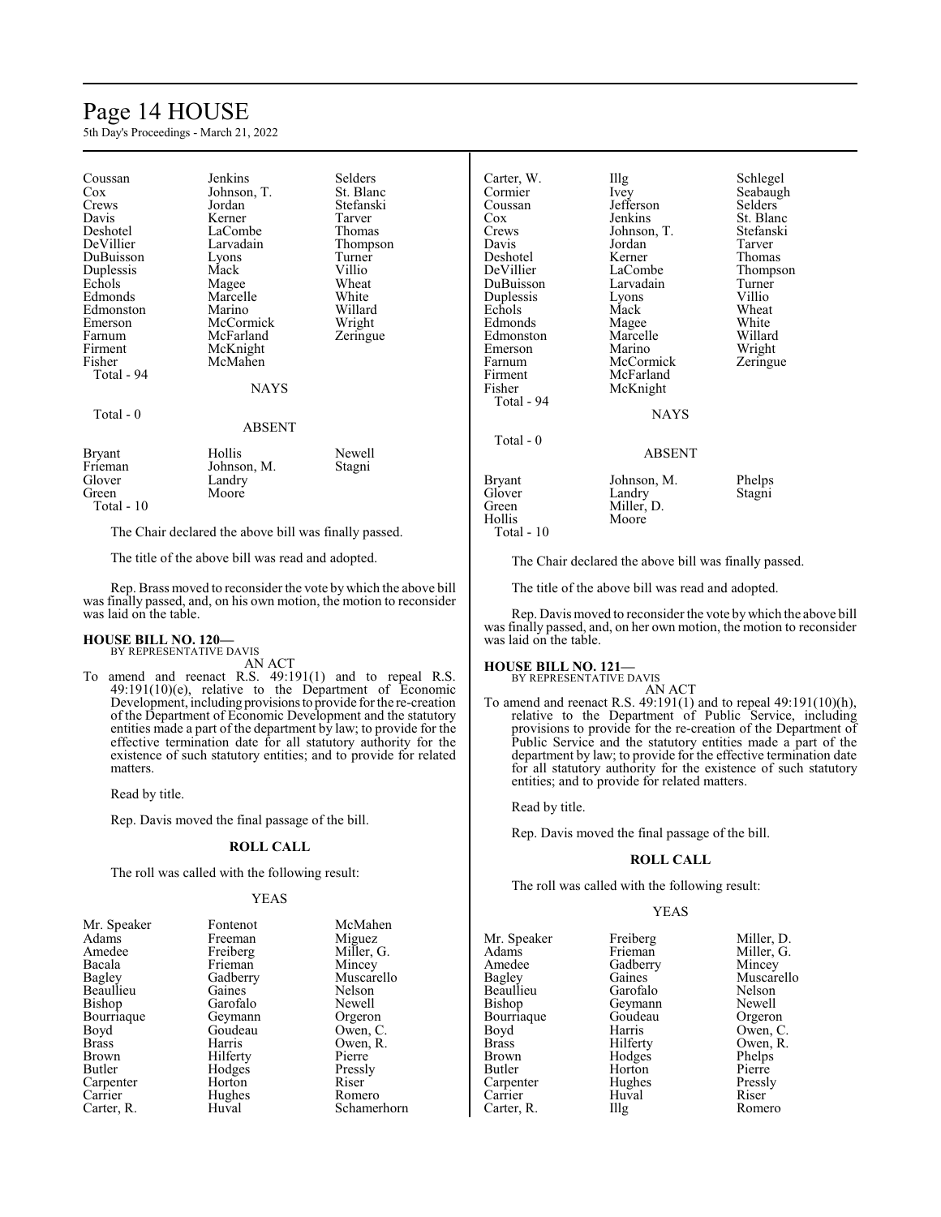| Coussan | Jenkins | Selders |
|---|---|---|
| Cox | Johnson, T. | St. Blanc |
| Crews | Jordan | Stefanski |
| Davis | Kerner | Tarver |
| Deshotel | LaCombe | Thomas |
| DeVillier | Larvadain | Thompson |
| DuBuisson | Lyons | Turner |
| Duplessis | Mack | Villio |
| Echols | Magee | Wheat |
| Edmonds | Marcelle | White |
| Edmonston | Marino | Willard |
| Emerson | McCormick | Wright |
| Farnum | McFarland | Zeringue |
| Firment | McKnight | |
| Fisher | McMahen | |

Total - 94

NAYS

Total - 0

ABSENT

| Bryant | Hollis | Newell |
|---|---|---|
| Frieman | Johnson, M. | Stagni |
| Glover | Landry | |
| Green | Moore | |

Total - 10

The Chair declared the above bill was finally passed.

The title of the above bill was read and adopted.

Rep. Brass moved to reconsider the vote by which the above bill was finally passed, and, on his own motion, the motion to reconsider was laid on the table.

**HOUSE BILL NO. 120—**
BY REPRESENTATIVE DAVIS

AN ACT

To amend and reenact R.S. 49:191(1) and to repeal R.S. 49:191(10)(e), relative to the Department of Economic Development, including provisions to provide for the re-creation of the Department of Economic Development and the statutory entities made a part of the department by law; to provide for the effective termination date for all statutory authority for the existence of such statutory entities; and to provide for related matters.

Read by title.

Rep. Davis moved the final passage of the bill.

**ROLL CALL**

The roll was called with the following result:

YEAS

| Mr. Speaker | Fontenot | McMahen |
|---|---|---|
| Adams | Freeman | Miguez |
| Amedee | Freiberg | Miller, G. |
| Bacala | Frieman | Mincey |
| Bagley | Gadberry | Muscarello |
| Beaullieu | Gaines | Nelson |
| Bishop | Garofalo | Newell |
| Bourriaque | Geymann | Orgeron |
| Boyd | Goudeau | Owen, C. |
| Brass | Harris | Owen, R. |
| Brown | Hilferty | Pierre |
| Butler | Hodges | Pressly |
| Carpenter | Horton | Riser |
| Carrier | Hughes | Romero |
| Carter, R. | Huval | Schamerhorn |
| Carter, W. | Illg | Schlegel |
| Cormier | Ivey | Seabaugh |
| Coussan | Jefferson | Selders |
| Cox | Jenkins | St. Blanc |
| Crews | Johnson, T. | Stefanski |
| Davis | Jordan | Tarver |
| Deshotel | Kerner | Thomas |
| DeVillier | LaCombe | Thompson |
| DuBuisson | Larvadain | Turner |
| Duplessis | Lyons | Villio |
| Echols | Mack | Wheat |
| Edmonds | Magee | White |
| Edmonston | Marcelle | Willard |
| Emerson | Marino | Wright |
| Farnum | McCormick | Zeringue |
| Firment | McFarland | |
| Fisher | McKnight | |

Total - 94

NAYS

Total - 0

ABSENT

| Bryant | Johnson, M. | Phelps |
|---|---|---|
| Glover | Landry | Stagni |
| Green | Miller, D. | |
| Hollis | Moore | |

Total - 10

The Chair declared the above bill was finally passed.

The title of the above bill was read and adopted.

Rep. Davis moved to reconsider the vote by which the above bill was finally passed, and, on her own motion, the motion to reconsider was laid on the table.

**HOUSE BILL NO. 121—**
BY REPRESENTATIVE DAVIS

AN ACT

To amend and reenact R.S. 49:191(1) and to repeal 49:191(10)(h), relative to the Department of Public Service, including provisions to provide for the re-creation of the Department of Public Service and the statutory entities made a part of the department by law; to provide for the effective termination date for all statutory authority for the existence of such statutory entities; and to provide for related matters.

Read by title.

Rep. Davis moved the final passage of the bill.

**ROLL CALL**

The roll was called with the following result:

YEAS

| Mr. Speaker | Freiberg | Miller, D. |
|---|---|---|
| Adams | Frieman | Miller, G. |
| Amedee | Gadberry | Mincey |
| Bagley | Gaines | Muscarello |
| Beaullieu | Garofalo | Nelson |
| Bishop | Geymann | Newell |
| Bourriaque | Goudeau | Orgeron |
| Boyd | Harris | Owen, C. |
| Brass | Hilferty | Owen, R. |
| Brown | Hodges | Phelps |
| Butler | Horton | Pierre |
| Carpenter | Hughes | Pressly |
| Carrier | Huval | Riser |
| Carter, R. | Illg | Romero |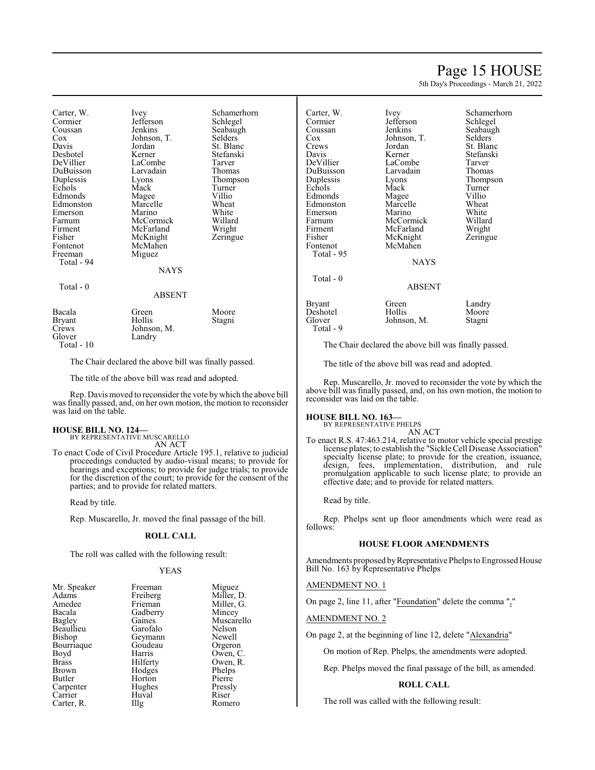| | | |
|---|---|---|
| Carter, W. | Ivey | Schamerhorn |
| Cormier | Jefferson | Schlegel |
| Coussan | Jenkins | Seabaugh |
| Cox | Johnson, T. | Selders |
| Davis | Jordan | St. Blanc |
| Deshotel | Kerner | Stefanski |
| DeVillier | LaCombe | Tarver |
| DuBuisson | Larvadain | Thomas |
| Duplessis | Lyons | Thompson |
| Echols | Mack | Turner |
| Edmonds | Magee | Villio |
| Edmonston | Marcelle | Wheat |
| Emerson | Marino | White |
| Farnum | McCormick | Willard |
| Firment | McFarland | Wright |
| Fisher | McKnight | Zeringue |
| Fontenot | McMahen | |
| Freeman | Miguez | |
| Total - 94 | | |

NAYS

Total - 0

ABSENT

| | | |
|---|---|---|
| Bacala | Green | Moore |
| Bryant | Hollis | Stagni |
| Crews | Johnson, M. | |
| Glover | Landry | |
| Total - 10 | | |

The Chair declared the above bill was finally passed.

The title of the above bill was read and adopted.

Rep. Davis moved to reconsider the vote by which the above bill was finally passed, and, on her own motion, the motion to reconsider was laid on the table.

**HOUSE BILL NO. 124—**
BY REPRESENTATIVE MUSCARELLO
AN ACT

To enact Code of Civil Procedure Article 195.1, relative to judicial proceedings conducted by audio-visual means; to provide for hearings and exceptions; to provide for judge trials; to provide for the discretion of the court; to provide for the consent of the parties; and to provide for related matters.

Read by title.

Rep. Muscarello, Jr. moved the final passage of the bill.

**ROLL CALL**

The roll was called with the following result:

YEAS

| | | |
|---|---|---|
| Mr. Speaker | Freeman | Miguez |
| Adams | Freiberg | Miller, D. |
| Amedee | Frieman | Miller, G. |
| Bacala | Gadberry | Mincey |
| Bagley | Gaines | Muscarello |
| Beaullieu | Garofalo | Nelson |
| Bishop | Geymann | Newell |
| Bourriaque | Goudeau | Orgeron |
| Boyd | Harris | Owen, C. |
| Brass | Hilferty | Owen, R. |
| Brown | Hodges | Phelps |
| Butler | Horton | Pierre |
| Carpenter | Hughes | Pressly |
| Carrier | Huval | Riser |
| Carter, R. | Illg | Romero |
| Carter, W. | Ivey | Schamerhorn |
| Cormier | Jefferson | Schlegel |
| Coussan | Jenkins | Seabaugh |
| Cox | Johnson, T. | Selders |
| Crews | Jordan | St. Blanc |
| Davis | Kerner | Stefanski |
| DeVillier | LaCombe | Tarver |
| DuBuisson | Larvadain | Thomas |
| Duplessis | Lyons | Thompson |
| Echols | Mack | Turner |
| Edmonds | Magee | Villio |
| Edmonston | Marcelle | Wheat |
| Emerson | Marino | White |
| Farnum | McCormick | Willard |
| Firment | McFarland | Wright |
| Fisher | McKnight | Zeringue |
| Fontenot | McMahen | |
| Total - 95 | | |

NAYS

Total - 0

ABSENT

| | | |
|---|---|---|
| Bryant | Green | Landry |
| Deshotel | Hollis | Moore |
| Glover | Johnson, M. | Stagni |
| Total - 9 | | |

The Chair declared the above bill was finally passed.

The title of the above bill was read and adopted.

Rep. Muscarello, Jr. moved to reconsider the vote by which the above bill was finally passed, and, on his own motion, the motion to reconsider was laid on the table.

**HOUSE BILL NO. 163—**
BY REPRESENTATIVE PHELPS
AN ACT

To enact R.S. 47:463.214, relative to motor vehicle special prestige license plates; to establish the "Sickle Cell Disease Association" specialty license plate; to provide for the creation, issuance, design, fees, implementation, distribution, and rule promulgation applicable to such license plate; to provide an effective date; and to provide for related matters.

Read by title.

Rep. Phelps sent up floor amendments which were read as follows:

**HOUSE FLOOR AMENDMENTS**

Amendments proposed by Representative Phelps to Engrossed House Bill No. 163 by Representative Phelps

AMENDMENT NO. 1

On page 2, line 11, after "Foundation" delete the comma ","

AMENDMENT NO. 2

On page 2, at the beginning of line 12, delete "Alexandria"

On motion of Rep. Phelps, the amendments were adopted.

Rep. Phelps moved the final passage of the bill, as amended.

**ROLL CALL**

The roll was called with the following result: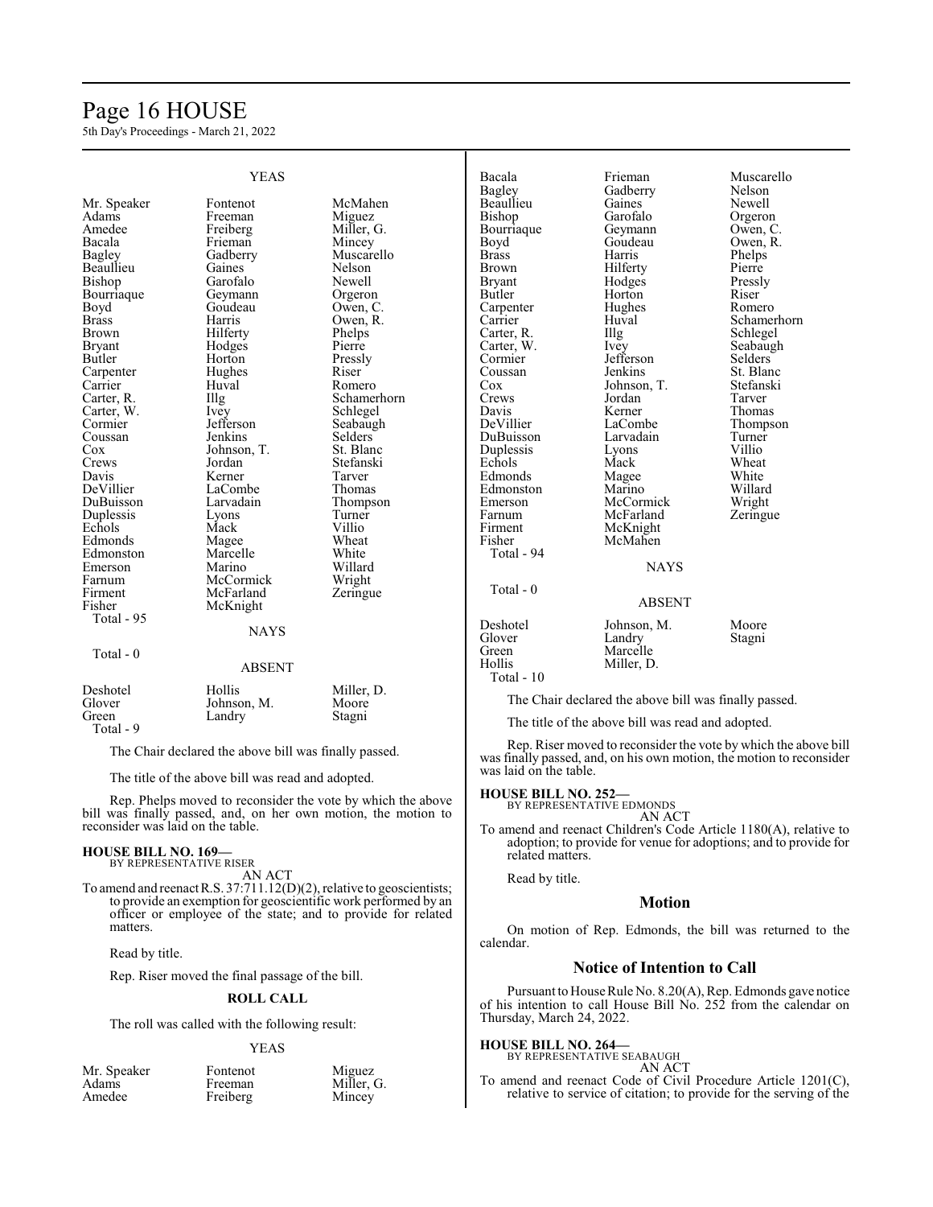YEAS

| | | |
|---|---|---|
| Mr. Speaker | Fontenot | McMahen |
| Adams | Freeman | Miguez |
| Amedee | Freiberg | Miller, G. |
| Bacala | Frieman | Mincey |
| Bagley | Gadberry | Muscarello |
| Beaullieu | Gaines | Nelson |
| Bishop | Garofalo | Newell |
| Bourriaque | Geymann | Orgeron |
| Boyd | Goudeau | Owen, C. |
| Brass | Harris | Owen, R. |
| Brown | Hilferty | Phelps |
| Bryant | Hodges | Pierre |
| Butler | Horton | Pressly |
| Carpenter | Hughes | Riser |
| Carrier | Huval | Romero |
| Carter, R. | Illg | Schamerhorn |
| Carter, W. | Ivey | Schlegel |
| Cormier | Jefferson | Seabaugh |
| Coussan | Jenkins | Selders |
| Cox | Johnson, T. | St. Blanc |
| Crews | Jordan | Stefanski |
| Davis | Kerner | Tarver |
| DeVillier | LaCombe | Thomas |
| DuBuisson | Larvadain | Thompson |
| Duplessis | Lyons | Turner |
| Echols | Mack | Villio |
| Edmonds | Magee | Wheat |
| Edmonston | Marcelle | White |
| Emerson | Marino | Willard |
| Farnum | McCormick | Wright |
| Firment | McFarland | Zeringue |
| Fisher | McKnight | |

Total - 95

NAYS

Total - 0

ABSENT

| | | |
|---|---|---|
| Deshotel | Hollis | Miller, D. |
| Glover | Johnson, M. | Moore |
| Green | Landry | Stagni |

Total - 9

The Chair declared the above bill was finally passed.

The title of the above bill was read and adopted.

Rep. Phelps moved to reconsider the vote by which the above bill was finally passed, and, on her own motion, the motion to reconsider was laid on the table.

**HOUSE BILL NO. 169—**
BY REPRESENTATIVE RISER
AN ACT

To amend and reenact R.S. 37:711.12(D)(2), relative to geoscientists; to provide an exemption for geoscientific work performed by an officer or employee of the state; and to provide for related matters.

Read by title.

Rep. Riser moved the final passage of the bill.

**ROLL CALL**

The roll was called with the following result:

YEAS

| | | |
|---|---|---|
| Mr. Speaker | Fontenot | Miguez |
| Adams | Freeman | Miller, G. |
| Amedee | Freiberg | Mincey |
| Bacala | Frieman | Muscarello |
| Bagley | Gadberry | Nelson |
| Beaullieu | Gaines | Newell |
| Bishop | Garofalo | Orgeron |
| Bourriaque | Geymann | Owen, C. |
| Boyd | Goudeau | Owen, R. |
| Brass | Harris | Phelps |
| Brown | Hilferty | Pierre |
| Bryant | Hodges | Pressly |
| Butler | Horton | Riser |
| Carpenter | Hughes | Romero |
| Carrier | Huval | Schamerhorn |
| Carter, R. | Illg | Schlegel |
| Carter, W. | Ivey | Seabaugh |
| Cormier | Jefferson | Selders |
| Coussan | Jenkins | St. Blanc |
| Cox | Johnson, T. | Stefanski |
| Crews | Jordan | Tarver |
| Davis | Kerner | Thomas |
| DeVillier | LaCombe | Thompson |
| DuBuisson | Larvadain | Turner |
| Duplessis | Lyons | Villio |
| Echols | Mack | Wheat |
| Edmonds | Magee | White |
| Edmonston | Marino | Willard |
| Emerson | McCormick | Wright |
| Farnum | McFarland | Zeringue |
| Firment | McKnight | |
| Fisher | McMahen | |

Total - 94

NAYS

Total - 0

ABSENT

| | | |
|---|---|---|
| Deshotel | Johnson, M. | Moore |
| Glover | Landry | Stagni |
| Green | Marcelle | |
| Hollis | Miller, D. | |

Total - 10

The Chair declared the above bill was finally passed.

The title of the above bill was read and adopted.

Rep. Riser moved to reconsider the vote by which the above bill was finally passed, and, on his own motion, the motion to reconsider was laid on the table.

**HOUSE BILL NO. 252—**
BY REPRESENTATIVE EDMONDS
AN ACT

To amend and reenact Children's Code Article 1180(A), relative to adoption; to provide for venue for adoptions; and to provide for related matters.

Read by title.

## Motion

On motion of Rep. Edmonds, the bill was returned to the calendar.

## Notice of Intention to Call

Pursuant to House Rule No. 8.20(A), Rep. Edmonds gave notice of his intention to call House Bill No. 252 from the calendar on Thursday, March 24, 2022.

**HOUSE BILL NO. 264—**
BY REPRESENTATIVE SEABAUGH
AN ACT

To amend and reenact Code of Civil Procedure Article 1201(C), relative to service of citation; to provide for the serving of the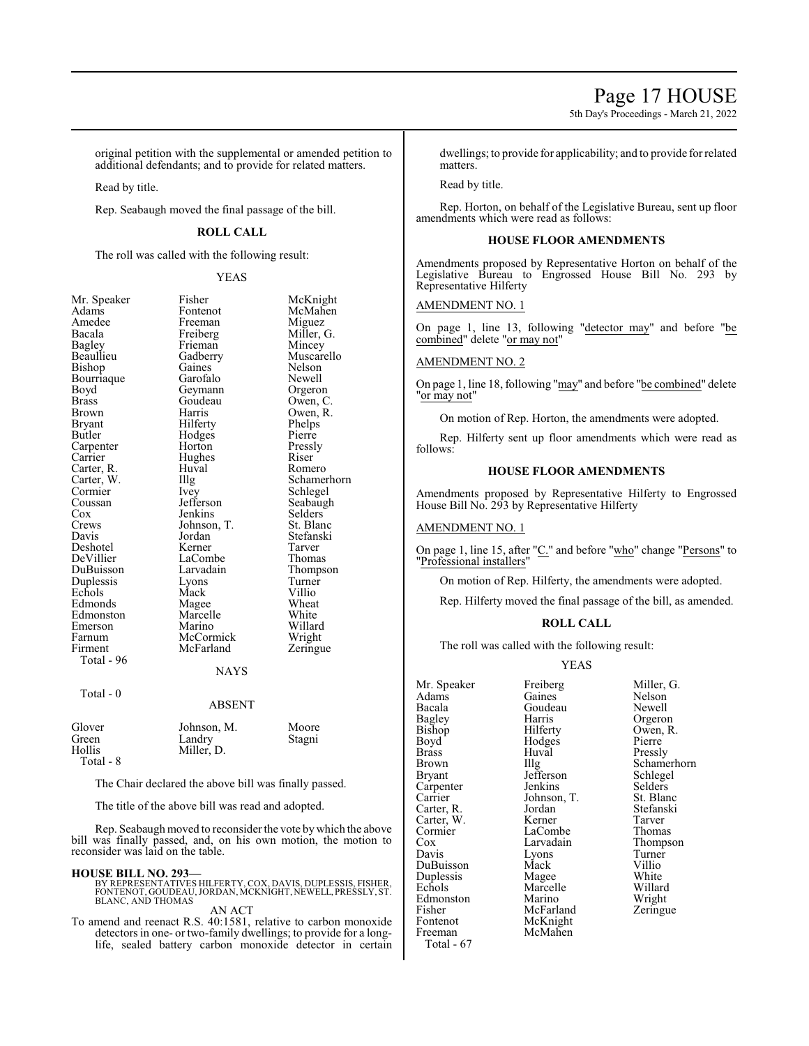original petition with the supplemental or amended petition to additional defendants; and to provide for related matters.

Read by title.

Rep. Seabaugh moved the final passage of the bill.

## ROLL CALL

The roll was called with the following result:

YEAS

| | | |
|---|---|---|
| Mr. Speaker | Fisher | McKnight |
| Adams | Fontenot | McMahen |
| Amedee | Freeman | Miguez |
| Bacala | Freiberg | Miller, G. |
| Bagley | Frieman | Mincey |
| Beaullieu | Gadberry | Muscarello |
| Bishop | Gaines | Nelson |
| Bourriaque | Garofalo | Newell |
| Boyd | Geymann | Orgeron |
| Brass | Goudeau | Owen, C. |
| Brown | Harris | Owen, R. |
| Bryant | Hilferty | Phelps |
| Butler | Hodges | Pierre |
| Carpenter | Horton | Pressly |
| Carrier | Hughes | Riser |
| Carter, R. | Huval | Romero |
| Carter, W. | Illg | Schamerhorn |
| Cormier | Ivey | Schlegel |
| Coussan | Jefferson | Seabaugh |
| Cox | Jenkins | Selders |
| Crews | Johnson, T. | St. Blanc |
| Davis | Jordan | Stefanski |
| Deshotel | Kerner | Tarver |
| DeVillier | LaCombe | Thomas |
| DuBuisson | Larvadain | Thompson |
| Duplessis | Lyons | Turner |
| Echols | Mack | Villio |
| Edmonds | Magee | Wheat |
| Edmonston | Marcelle | White |
| Emerson | Marino | Willard |
| Farnum | McCormick | Wright |
| Firment | McFarland | Zeringue |

Total - 96

NAYS

Total - 0

ABSENT

| | | |
|---|---|---|
| Glover | Johnson, M. | Moore |
| Green | Landry | Stagni |
| Hollis | Miller, D. | |

Total - 8

The Chair declared the above bill was finally passed.

The title of the above bill was read and adopted.

Rep. Seabaugh moved to reconsider the vote by which the above bill was finally passed, and, on his own motion, the motion to reconsider was laid on the table.

**HOUSE BILL NO. 293—**
BY REPRESENTATIVES HILFERTY, COX, DAVIS, DUPLESSIS, FISHER, FONTENOT, GOUDEAU, JORDAN, MCKNIGHT, NEWELL, PRESSLY, ST. BLANC, AND THOMAS

AN ACT

To amend and reenact R.S. 40:1581, relative to carbon monoxide detectors in one- or two-family dwellings; to provide for a long-life, sealed battery carbon monoxide detector in certain dwellings; to provide for applicability; and to provide for related matters.

Read by title.

Rep. Horton, on behalf of the Legislative Bureau, sent up floor amendments which were read as follows:

## HOUSE FLOOR AMENDMENTS

Amendments proposed by Representative Horton on behalf of the Legislative Bureau to Engrossed House Bill No. 293 by Representative Hilferty

AMENDMENT NO. 1

On page 1, line 13, following "detector may" and before "be combined" delete "or may not"

AMENDMENT NO. 2

On page 1, line 18, following "may" and before "be combined" delete "or may not"

On motion of Rep. Horton, the amendments were adopted.

Rep. Hilferty sent up floor amendments which were read as follows:

## HOUSE FLOOR AMENDMENTS

Amendments proposed by Representative Hilferty to Engrossed House Bill No. 293 by Representative Hilferty

AMENDMENT NO. 1

On page 1, line 15, after "C." and before "who" change "Persons" to "Professional installers"

On motion of Rep. Hilferty, the amendments were adopted.

Rep. Hilferty moved the final passage of the bill, as amended.

## ROLL CALL

The roll was called with the following result:

YEAS

| | | |
|---|---|---|
| Mr. Speaker | Freiberg | Miller, G. |
| Adams | Gaines | Nelson |
| Bacala | Goudeau | Newell |
| Bagley | Harris | Orgeron |
| Bishop | Hilferty | Owen, R. |
| Boyd | Hodges | Pierre |
| Brass | Huval | Pressly |
| Brown | Illg | Schamerhorn |
| Bryant | Jefferson | Schlegel |
| Carpenter | Jenkins | Selders |
| Carrier | Johnson, T. | St. Blanc |
| Carter, R. | Jordan | Stefanski |
| Carter, W. | Kerner | Tarver |
| Cormier | LaCombe | Thomas |
| Cox | Larvadain | Thompson |
| Davis | Lyons | Turner |
| DuBuisson | Mack | Villio |
| Duplessis | Magee | White |
| Echols | Marcelle | Willard |
| Edmonston | Marino | Wright |
| Fisher | McFarland | Zeringue |
| Fontenot | McKnight | |
| Freeman | McMahen | |

Total - 67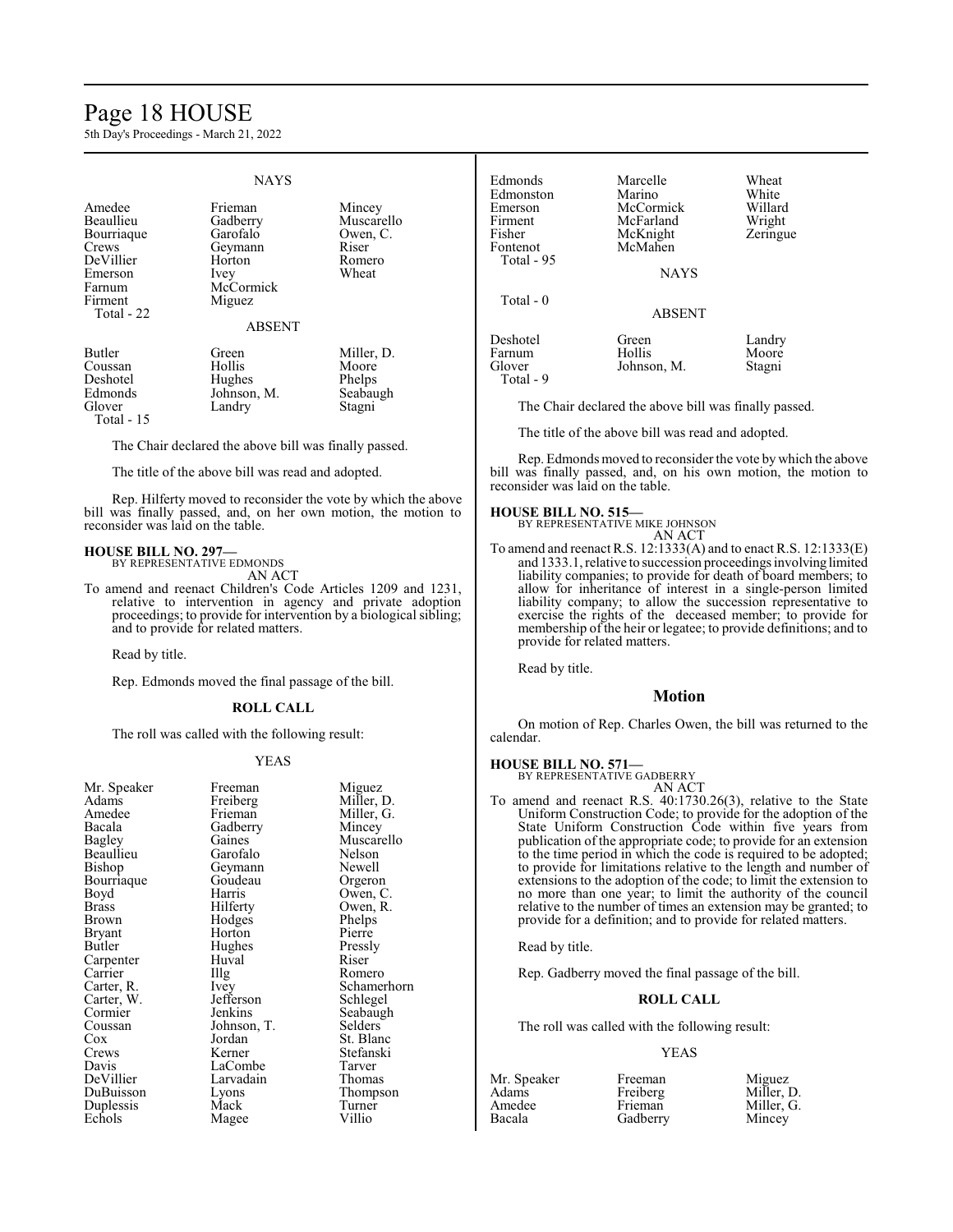NAYS

| | | |
|---|---|---|
| Amedee | Frieman | Mincey |
| Beaullieu | Gadberry | Muscarello |
| Bourriaque | Garofalo | Owen, C. |
| Crews | Geymann | Riser |
| DeVillier | Horton | Romero |
| Emerson | Ivey | Wheat |
| Farnum | McCormick | |
| Firment | Miguez | |
| Total - 22 | | |

ABSENT

| | | |
|---|---|---|
| Butler | Green | Miller, D. |
| Coussan | Hollis | Moore |
| Deshotel | Hughes | Phelps |
| Edmonds | Johnson, M. | Seabaugh |
| Glover | Landry | Stagni |
| Total - 15 | | |

The Chair declared the above bill was finally passed.

The title of the above bill was read and adopted.

Rep. Hilferty moved to reconsider the vote by which the above bill was finally passed, and, on her own motion, the motion to reconsider was laid on the table.

**HOUSE BILL NO. 297—**
BY REPRESENTATIVE EDMONDS
AN ACT

To amend and reenact Children's Code Articles 1209 and 1231, relative to intervention in agency and private adoption proceedings; to provide for intervention by a biological sibling; and to provide for related matters.

Read by title.

Rep. Edmonds moved the final passage of the bill.

**ROLL CALL**

The roll was called with the following result:

YEAS

| | | |
|---|---|---|
| Mr. Speaker | Freeman | Miguez |
| Adams | Freiberg | Miller, D. |
| Amedee | Frieman | Miller, G. |
| Bacala | Gadberry | Mincey |
| Bagley | Gaines | Muscarello |
| Beaullieu | Garofalo | Nelson |
| Bishop | Geymann | Newell |
| Bourriaque | Goudeau | Orgeron |
| Boyd | Harris | Owen, C. |
| Brass | Hilferty | Owen, R. |
| Brown | Hodges | Phelps |
| Bryant | Horton | Pierre |
| Butler | Hughes | Pressly |
| Carpenter | Huval | Riser |
| Carrier | Illg | Romero |
| Carter, R. | Ivey | Schamerhorn |
| Carter, W. | Jefferson | Schlegel |
| Cormier | Jenkins | Seabaugh |
| Coussan | Johnson, T. | Selders |
| Cox | Jordan | St. Blanc |
| Crews | Kerner | Stefanski |
| Davis | LaCombe | Tarver |
| DeVillier | Larvadain | Thomas |
| DuBuisson | Lyons | Thompson |
| Duplessis | Mack | Turner |
| Echols | Magee | Villio |
| Edmonds | Marcelle | Wheat |
| Edmonston | Marino | White |
| Emerson | McCormick | Willard |
| Firment | McFarland | Wright |
| Fisher | McKnight | Zeringue |
| Fontenot | McMahen | |
| Total - 95 | | |

NAYS

Total - 0

ABSENT

| | | |
|---|---|---|
| Deshotel | Green | Landry |
| Farnum | Hollis | Moore |
| Glover | Johnson, M. | Stagni |
| Total - 9 | | |

The Chair declared the above bill was finally passed.

The title of the above bill was read and adopted.

Rep. Edmonds moved to reconsider the vote by which the above bill was finally passed, and, on his own motion, the motion to reconsider was laid on the table.

**HOUSE BILL NO. 515—**
BY REPRESENTATIVE MIKE JOHNSON
AN ACT

To amend and reenact R.S. 12:1333(A) and to enact R.S. 12:1333(E) and 1333.1, relative to succession proceedings involving limited liability companies; to provide for death of board members; to allow for inheritance of interest in a single-person limited liability company; to allow the succession representative to exercise the rights of the deceased member; to provide for membership of the heir or legatee; to provide definitions; and to provide for related matters.

Read by title.

## Motion

On motion of Rep. Charles Owen, the bill was returned to the calendar.

**HOUSE BILL NO. 571—**
BY REPRESENTATIVE GADBERRY
AN ACT

To amend and reenact R.S. 40:1730.26(3), relative to the State Uniform Construction Code; to provide for the adoption of the State Uniform Construction Code within five years from publication of the appropriate code; to provide for an extension to the time period in which the code is required to be adopted; to provide for limitations relative to the length and number of extensions to the adoption of the code; to limit the extension to no more than one year; to limit the authority of the council relative to the number of times an extension may be granted; to provide for a definition; and to provide for related matters.

Read by title.

Rep. Gadberry moved the final passage of the bill.

**ROLL CALL**

The roll was called with the following result:

YEAS

| | | |
|---|---|---|
| Mr. Speaker | Freeman | Miguez |
| Adams | Freiberg | Miller, D. |
| Amedee | Frieman | Miller, G. |
| Bacala | Gadberry | Mincey |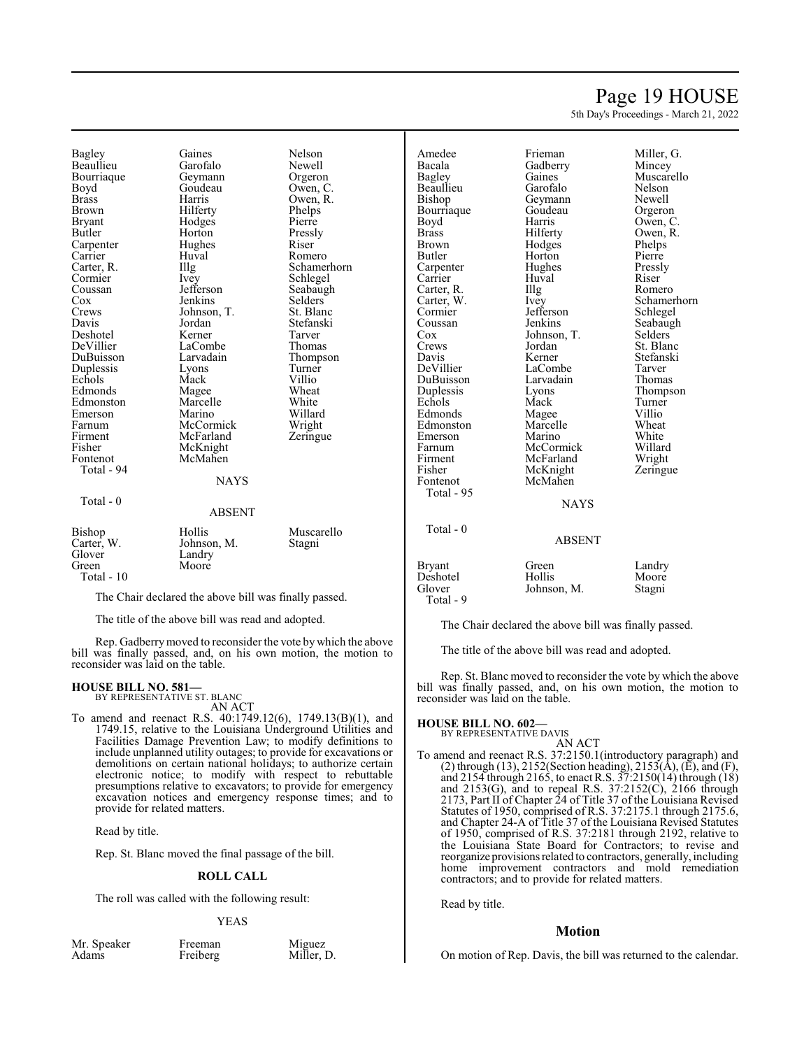| | | |
|---|---|---|
| Bagley | Gaines | Nelson |
| Beaullieu | Garofalo | Newell |
| Bourriaque | Geymann | Orgeron |
| Boyd | Goudeau | Owen, C. |
| Brass | Harris | Owen, R. |
| Brown | Hilferty | Phelps |
| Bryant | Hodges | Pierre |
| Butler | Horton | Pressly |
| Carpenter | Hughes | Riser |
| Carrier | Huval | Romero |
| Carter, R. | Illg | Schamerhorn |
| Cormier | Ivey | Schlegel |
| Coussan | Jefferson | Seabaugh |
| Cox | Jenkins | Selders |
| Crews | Johnson, T. | St. Blanc |
| Davis | Jordan | Stefanski |
| Deshotel | Kerner | Tarver |
| DeVillier | LaCombe | Thomas |
| DuBuisson | Larvadain | Thompson |
| Duplessis | Lyons | Turner |
| Echols | Mack | Villio |
| Edmonds | Magee | Wheat |
| Edmonston | Marcelle | White |
| Emerson | Marino | Willard |
| Farnum | McCormick | Wright |
| Firment | McFarland | Zeringue |
| Fisher | McKnight | |
| Fontenot | McMahen | |

Total - 94

NAYS

Total - 0

ABSENT

| | | |
|---|---|---|
| Bishop | Hollis | Muscarello |
| Carter, W. | Johnson, M. | Stagni |
| Glover | Landry | |
| Green | Moore | |

Total - 10

The Chair declared the above bill was finally passed.

The title of the above bill was read and adopted.

Rep. Gadberry moved to reconsider the vote by which the above bill was finally passed, and, on his own motion, the motion to reconsider was laid on the table.

**HOUSE BILL NO. 581—**
BY REPRESENTATIVE ST. BLANC
AN ACT

To amend and reenact R.S. 40:1749.12(6), 1749.13(B)(1), and 1749.15, relative to the Louisiana Underground Utilities and Facilities Damage Prevention Law; to modify definitions to include unplanned utility outages; to provide for excavations or demolitions on certain national holidays; to authorize certain electronic notice; to modify with respect to rebuttable presumptions relative to excavators; to provide for emergency excavation notices and emergency response times; and to provide for related matters.

Read by title.

Rep. St. Blanc moved the final passage of the bill.

**ROLL CALL**

The roll was called with the following result:

YEAS

| | | |
|---|---|---|
| Mr. Speaker | Freeman | Miguez |
| Adams | Freiberg | Miller, D. |
| Amedee | Frieman | Miller, G. |
| Bacala | Gadberry | Mincey |
| Bagley | Gaines | Muscarello |
| Beaullieu | Garofalo | Nelson |
| Bishop | Geymann | Newell |
| Bourriaque | Goudeau | Orgeron |
| Boyd | Harris | Owen, C. |
| Brass | Hilferty | Owen, R. |
| Brown | Hodges | Phelps |
| Butler | Horton | Pierre |
| Carpenter | Hughes | Pressly |
| Carrier | Huval | Riser |
| Carter, R. | Illg | Romero |
| Carter, W. | Ivey | Schamerhorn |
| Cormier | Jefferson | Schlegel |
| Coussan | Jenkins | Seabaugh |
| Cox | Johnson, T. | Selders |
| Crews | Jordan | St. Blanc |
| Davis | Kerner | Stefanski |
| DeVillier | LaCombe | Tarver |
| DuBuisson | Larvadain | Thomas |
| Duplessis | Lyons | Thompson |
| Echols | Mack | Turner |
| Edmonds | Magee | Villio |
| Edmonston | Marcelle | Wheat |
| Emerson | Marino | White |
| Farnum | McCormick | Willard |
| Firment | McFarland | Wright |
| Fisher | McKnight | Zeringue |
| Fontenot | McMahen | |

Total - 95

NAYS

Total - 0

ABSENT

| | | |
|---|---|---|
| Bryant | Green | Landry |
| Deshotel | Hollis | Moore |
| Glover | Johnson, M. | Stagni |

Total - 9

The Chair declared the above bill was finally passed.

The title of the above bill was read and adopted.

Rep. St. Blanc moved to reconsider the vote by which the above bill was finally passed, and, on his own motion, the motion to reconsider was laid on the table.

**HOUSE BILL NO. 602—**
BY REPRESENTATIVE DAVIS
AN ACT

To amend and reenact R.S. 37:2150.1(introductory paragraph) and (2) through (13), 2152(Section heading), 2153(A), (E), and (F), and 2154 through 2165, to enact R.S. 37:2150(14) through (18) and 2153(G), and to repeal R.S. 37:2152(C), 2166 through 2173, Part II of Chapter 24 of Title 37 of the Louisiana Revised Statutes of 1950, comprised of R.S. 37:2175.1 through 2175.6, and Chapter 24-A of Title 37 of the Louisiana Revised Statutes of 1950, comprised of R.S. 37:2181 through 2192, relative to the Louisiana State Board for Contractors; to revise and reorganize provisions related to contractors, generally, including home improvement contractors and mold remediation contractors; and to provide for related matters.

Read by title.

## Motion

On motion of Rep. Davis, the bill was returned to the calendar.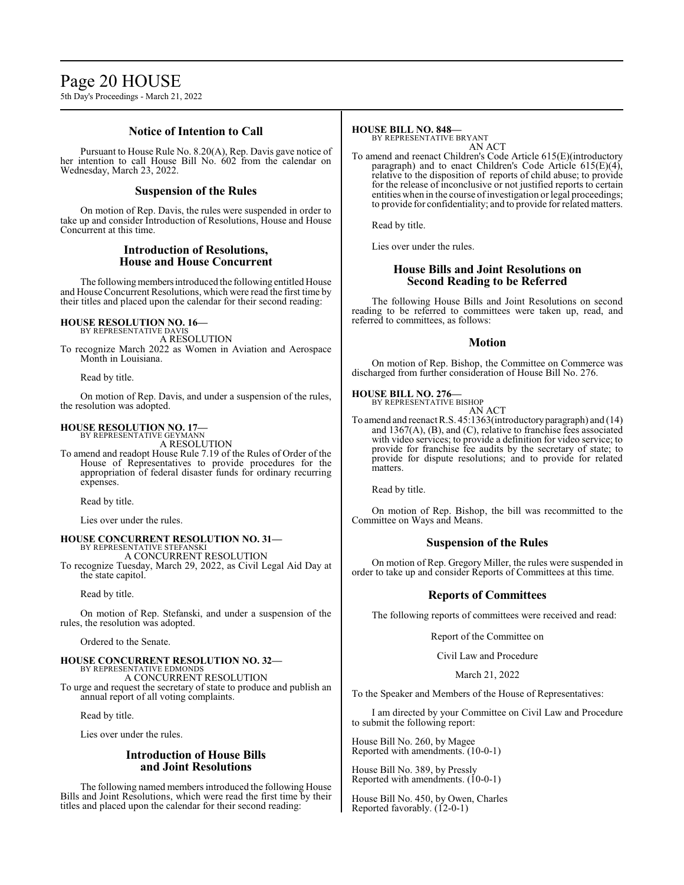## Notice of Intention to Call

Pursuant to House Rule No. 8.20(A), Rep. Davis gave notice of her intention to call House Bill No. 602 from the calendar on Wednesday, March 23, 2022.

## Suspension of the Rules

On motion of Rep. Davis, the rules were suspended in order to take up and consider Introduction of Resolutions, House and House Concurrent at this time.

## Introduction of Resolutions, House and House Concurrent

The following members introduced the following entitled House and House Concurrent Resolutions, which were read the first time by their titles and placed upon the calendar for their second reading:

**HOUSE RESOLUTION NO. 16—**
BY REPRESENTATIVE DAVIS
A RESOLUTION
To recognize March 2022 as Women in Aviation and Aerospace Month in Louisiana.

Read by title.

On motion of Rep. Davis, and under a suspension of the rules, the resolution was adopted.

**HOUSE RESOLUTION NO. 17—**
BY REPRESENTATIVE GEYMANN
A RESOLUTION
To amend and readopt House Rule 7.19 of the Rules of Order of the House of Representatives to provide procedures for the appropriation of federal disaster funds for ordinary recurring expenses.

Read by title.

Lies over under the rules.

**HOUSE CONCURRENT RESOLUTION NO. 31—**
BY REPRESENTATIVE STEFANSKI
A CONCURRENT RESOLUTION
To recognize Tuesday, March 29, 2022, as Civil Legal Aid Day at the state capitol.

Read by title.

On motion of Rep. Stefanski, and under a suspension of the rules, the resolution was adopted.

Ordered to the Senate.

**HOUSE CONCURRENT RESOLUTION NO. 32—**
BY REPRESENTATIVE EDMONDS
A CONCURRENT RESOLUTION
To urge and request the secretary of state to produce and publish an annual report of all voting complaints.

Read by title.

Lies over under the rules.

## Introduction of House Bills and Joint Resolutions

The following named members introduced the following House Bills and Joint Resolutions, which were read the first time by their titles and placed upon the calendar for their second reading:

**HOUSE BILL NO. 848—**
BY REPRESENTATIVE BRYANT
AN ACT
To amend and reenact Children's Code Article 615(E)(introductory paragraph) and to enact Children's Code Article 615(E)(4), relative to the disposition of reports of child abuse; to provide for the release of inconclusive or not justified reports to certain entities when in the course of investigation or legal proceedings; to provide for confidentiality; and to provide for related matters.

Read by title.

Lies over under the rules.

## House Bills and Joint Resolutions on Second Reading to be Referred

The following House Bills and Joint Resolutions on second reading to be referred to committees were taken up, read, and referred to committees, as follows:

## Motion

On motion of Rep. Bishop, the Committee on Commerce was discharged from further consideration of House Bill No. 276.

**HOUSE BILL NO. 276—**
BY REPRESENTATIVE BISHOP
AN ACT
To amend and reenact R.S. 45:1363(introductory paragraph) and (14) and 1367(A), (B), and (C), relative to franchise fees associated with video services; to provide a definition for video service; to provide for franchise fee audits by the secretary of state; to provide for dispute resolutions; and to provide for related matters.

Read by title.

On motion of Rep. Bishop, the bill was recommitted to the Committee on Ways and Means.

## Suspension of the Rules

On motion of Rep. Gregory Miller, the rules were suspended in order to take up and consider Reports of Committees at this time.

## Reports of Committees

The following reports of committees were received and read:

Report of the Committee on

Civil Law and Procedure

March 21, 2022

To the Speaker and Members of the House of Representatives:

I am directed by your Committee on Civil Law and Procedure to submit the following report:

House Bill No. 260, by Magee
Reported with amendments. (10-0-1)

House Bill No. 389, by Pressly
Reported with amendments. (10-0-1)

House Bill No. 450, by Owen, Charles
Reported favorably. (12-0-1)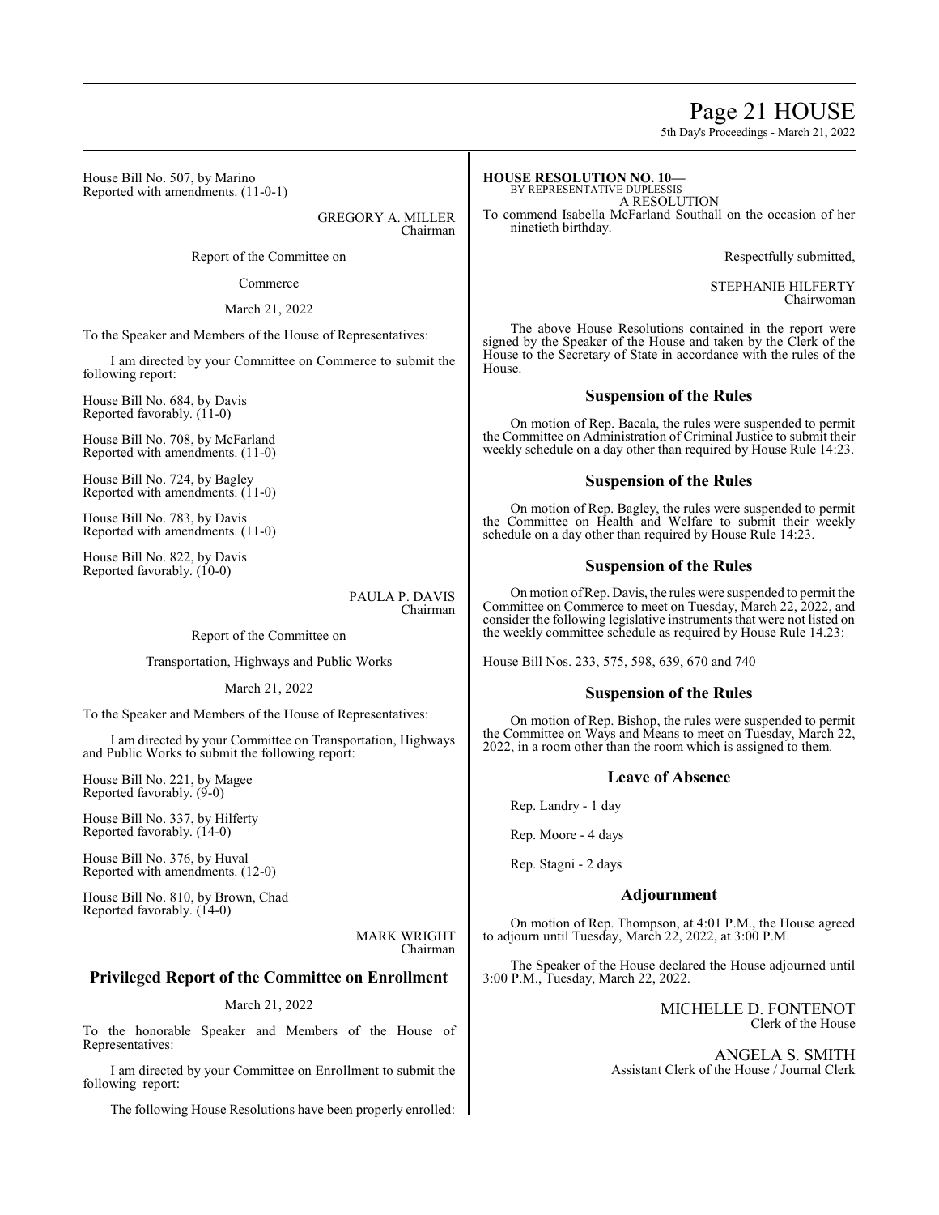House Bill No. 507, by Marino
Reported with amendments. (11-0-1)

GREGORY A. MILLER
Chairman

Report of the Committee on

Commerce

March 21, 2022

To the Speaker and Members of the House of Representatives:

I am directed by your Committee on Commerce to submit the following report:

House Bill No. 684, by Davis
Reported favorably. (11-0)

House Bill No. 708, by McFarland
Reported with amendments. (11-0)

House Bill No. 724, by Bagley
Reported with amendments. (11-0)

House Bill No. 783, by Davis
Reported with amendments. (11-0)

House Bill No. 822, by Davis
Reported favorably. (10-0)

PAULA P. DAVIS
Chairman

Report of the Committee on

Transportation, Highways and Public Works

March 21, 2022

To the Speaker and Members of the House of Representatives:

I am directed by your Committee on Transportation, Highways and Public Works to submit the following report:

House Bill No. 221, by Magee
Reported favorably. (9-0)

House Bill No. 337, by Hilferty
Reported favorably. (14-0)

House Bill No. 376, by Huval
Reported with amendments. (12-0)

House Bill No. 810, by Brown, Chad
Reported favorably. (14-0)

MARK WRIGHT
Chairman

## Privileged Report of the Committee on Enrollment

March 21, 2022

To the honorable Speaker and Members of the House of Representatives:

I am directed by your Committee on Enrollment to submit the following report:

The following House Resolutions have been properly enrolled:

**HOUSE RESOLUTION NO. 10—**
BY REPRESENTATIVE DUPLESSIS
A RESOLUTION
To commend Isabella McFarland Southall on the occasion of her ninetieth birthday.

Respectfully submitted,

STEPHANIE HILFERTY
Chairwoman

The above House Resolutions contained in the report were signed by the Speaker of the House and taken by the Clerk of the House to the Secretary of State in accordance with the rules of the House.

## Suspension of the Rules

On motion of Rep. Bacala, the rules were suspended to permit the Committee on Administration of Criminal Justice to submit their weekly schedule on a day other than required by House Rule 14:23.

## Suspension of the Rules

On motion of Rep. Bagley, the rules were suspended to permit the Committee on Health and Welfare to submit their weekly schedule on a day other than required by House Rule 14:23.

## Suspension of the Rules

On motion of Rep. Davis, the rules were suspended to permit the Committee on Commerce to meet on Tuesday, March 22, 2022, and consider the following legislative instruments that were not listed on the weekly committee schedule as required by House Rule 14.23:

House Bill Nos. 233, 575, 598, 639, 670 and 740

## Suspension of the Rules

On motion of Rep. Bishop, the rules were suspended to permit the Committee on Ways and Means to meet on Tuesday, March 22, 2022, in a room other than the room which is assigned to them.

## Leave of Absence

Rep. Landry - 1 day

Rep. Moore - 4 days

Rep. Stagni - 2 days

## Adjournment

On motion of Rep. Thompson, at 4:01 P.M., the House agreed to adjourn until Tuesday, March 22, 2022, at 3:00 P.M.

The Speaker of the House declared the House adjourned until 3:00 P.M., Tuesday, March 22, 2022.

MICHELLE D. FONTENOT
Clerk of the House

ANGELA S. SMITH
Assistant Clerk of the House / Journal Clerk